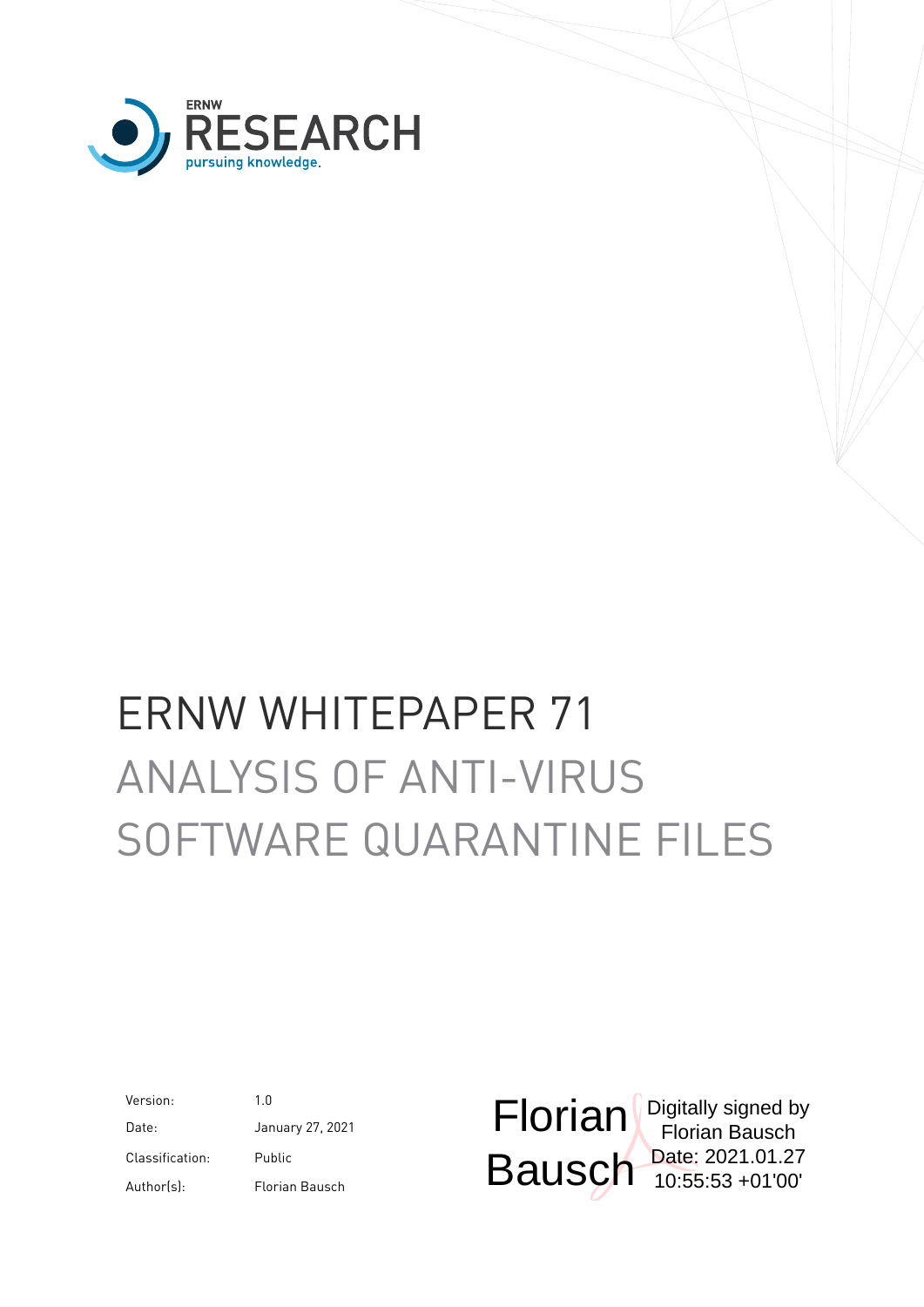ERNW
RESEARCH
pursuing knowledge.

# ERNW WHITEPAPER 71

## ANALYSIS OF ANTI-VIRUS SOFTWARE QUARANTINE FILES

| | |
|---|---|
| Version: | 1.0 |
| Date: | January 27, 2021 |
| Classification: | Public |
| Author(s): | Florian Bausch |

Florian Bausch

Digitally signed by Florian Bausch
Date: 2021.01.27 10:55:53 +01'00'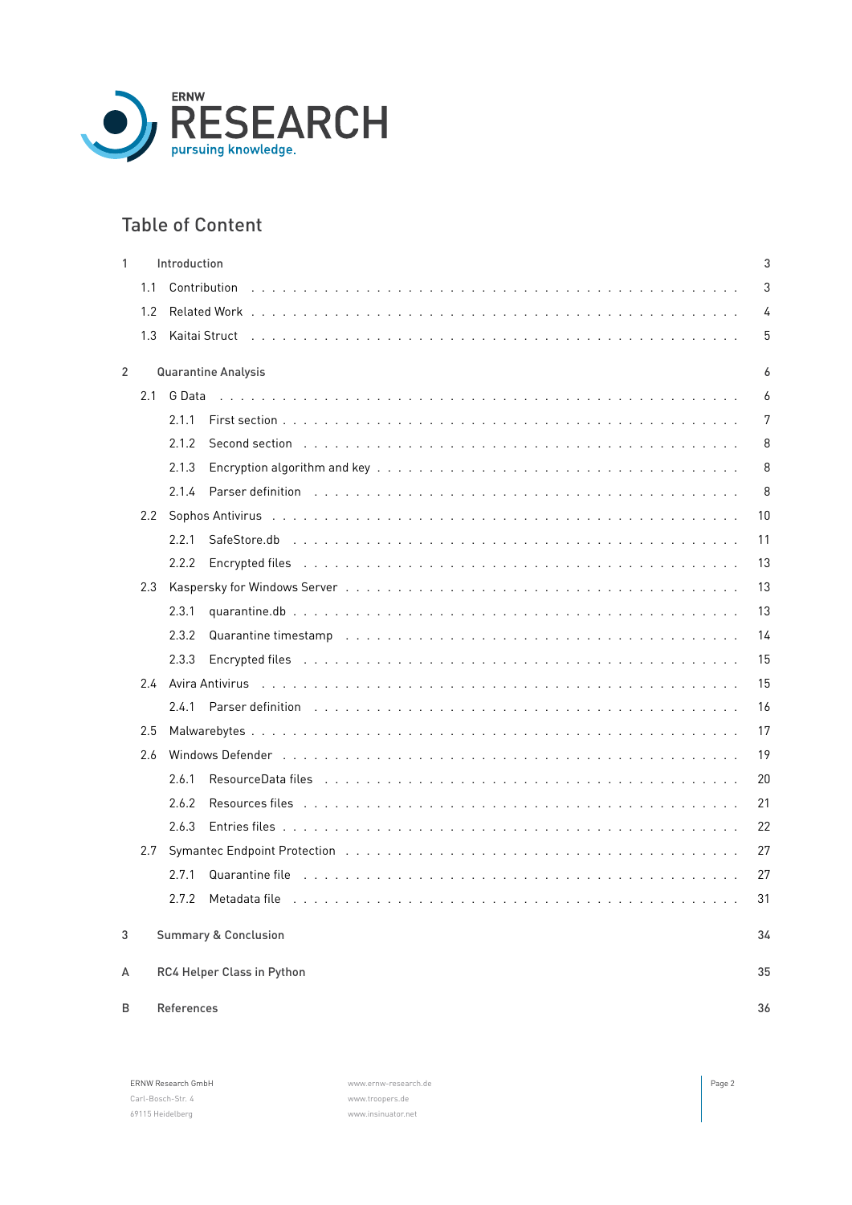## Table of Content

1 Introduction 3
- 1.1 Contribution 3
- 1.2 Related Work 4
- 1.3 Kaitai Struct 5

2 Quarantine Analysis 6
- 2.1 G Data 6
  - 2.1.1 First section 7
  - 2.1.2 Second section 8
  - 2.1.3 Encryption algorithm and key 8
  - 2.1.4 Parser definition 8
- 2.2 Sophos Antivirus 10
  - 2.2.1 SafeStore.db 11
  - 2.2.2 Encrypted files 13
- 2.3 Kaspersky for Windows Server 13
  - 2.3.1 quarantine.db 13
  - 2.3.2 Quarantine timestamp 14
  - 2.3.3 Encrypted files 15
- 2.4 Avira Antivirus 15
  - 2.4.1 Parser definition 16
- 2.5 Malwarebytes 17
- 2.6 Windows Defender 19
  - 2.6.1 ResourceData files 20
  - 2.6.2 Resources files 21
  - 2.6.3 Entries files 22
- 2.7 Symantec Endpoint Protection 27
  - 2.7.1 Quarantine file 27
  - 2.7.2 Metadata file 31

3 Summary & Conclusion 34

A RC4 Helper Class in Python 35

B References 36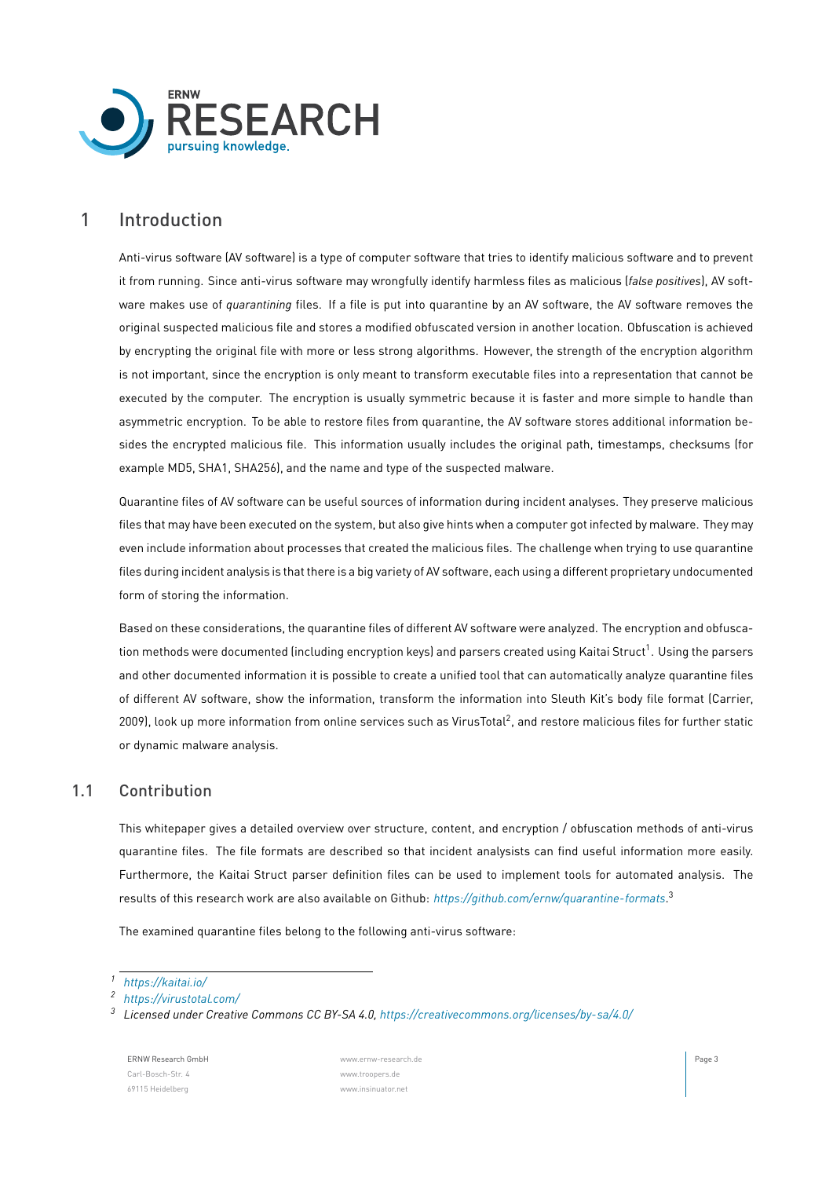# 1 Introduction

Anti-virus software (AV software) is a type of computer software that tries to identify malicious software and to prevent it from running. Since anti-virus software may wrongfully identify harmless files as malicious (*false positives*), AV software makes use of *quarantining* files. If a file is put into quarantine by an AV software, the AV software removes the original suspected malicious file and stores a modified obfuscated version in another location. Obfuscation is achieved by encrypting the original file with more or less strong algorithms. However, the strength of the encryption algorithm is not important, since the encryption is only meant to transform executable files into a representation that cannot be executed by the computer. The encryption is usually symmetric because it is faster and more simple to handle than asymmetric encryption. To be able to restore files from quarantine, the AV software stores additional information besides the encrypted malicious file. This information usually includes the original path, timestamps, checksums (for example MD5, SHA1, SHA256), and the name and type of the suspected malware.

Quarantine files of AV software can be useful sources of information during incident analyses. They preserve malicious files that may have been executed on the system, but also give hints when a computer got infected by malware. They may even include information about processes that created the malicious files. The challenge when trying to use quarantine files during incident analysis is that there is a big variety of AV software, each using a different proprietary undocumented form of storing the information.

Based on these considerations, the quarantine files of different AV software were analyzed. The encryption and obfuscation methods were documented (including encryption keys) and parsers created using Kaitai Struct[1]. Using the parsers and other documented information it is possible to create a unified tool that can automatically analyze quarantine files of different AV software, show the information, transform the information into Sleuth Kit's body file format (Carrier, 2009), look up more information from online services such as VirusTotal[2], and restore malicious files for further static or dynamic malware analysis.

## 1.1 Contribution

This whitepaper gives a detailed overview over structure, content, and encryption / obfuscation methods of anti-virus quarantine files. The file formats are described so that incident analysists can find useful information more easily. Furthermore, the Kaitai Struct parser definition files can be used to implement tools for automated analysis. The results of this research work are also available on Github: *https://github.com/ernw/quarantine-formats*.[3]

The examined quarantine files belong to the following anti-virus software:

---

[1] *https://kaitai.io/*

[2] *https://virustotal.com/*

[3] *Licensed under Creative Commons CC BY-SA 4.0, https://creativecommons.org/licenses/by-sa/4.0/*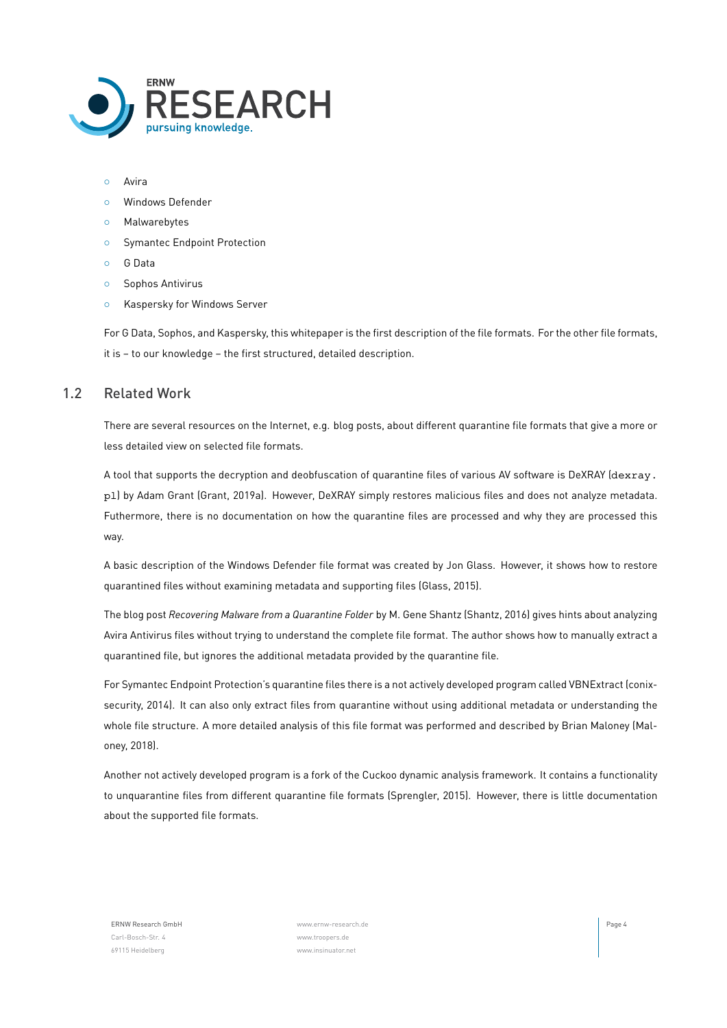- Avira
- Windows Defender
- Malwarebytes
- Symantec Endpoint Protection
- G Data
- Sophos Antivirus
- Kaspersky for Windows Server

For G Data, Sophos, and Kaspersky, this whitepaper is the first description of the file formats. For the other file formats, it is – to our knowledge – the first structured, detailed description.

## 1.2 Related Work

There are several resources on the Internet, e.g. blog posts, about different quarantine file formats that give a more or less detailed view on selected file formats.

A tool that supports the decryption and deobfuscation of quarantine files of various AV software is DeXRAY (`dexray.pl`) by Adam Grant (Grant, 2019a). However, DeXRAY simply restores malicious files and does not analyze metadata. Futhermore, there is no documentation on how the quarantine files are processed and why they are processed this way.

A basic description of the Windows Defender file format was created by Jon Glass. However, it shows how to restore quarantined files without examining metadata and supporting files (Glass, 2015).

The blog post *Recovering Malware from a Quarantine Folder* by M. Gene Shantz (Shantz, 2016) gives hints about analyzing Avira Antivirus files without trying to understand the complete file format. The author shows how to manually extract a quarantined file, but ignores the additional metadata provided by the quarantine file.

For Symantec Endpoint Protection's quarantine files there is a not actively developed program called VBNExtract (conix-security, 2014). It can also only extract files from quarantine without using additional metadata or understanding the whole file structure. A more detailed analysis of this file format was performed and described by Brian Maloney (Maloney, 2018).

Another not actively developed program is a fork of the Cuckoo dynamic analysis framework. It contains a functionality to unquarantine files from different quarantine file formats (Sprengler, 2015). However, there is little documentation about the supported file formats.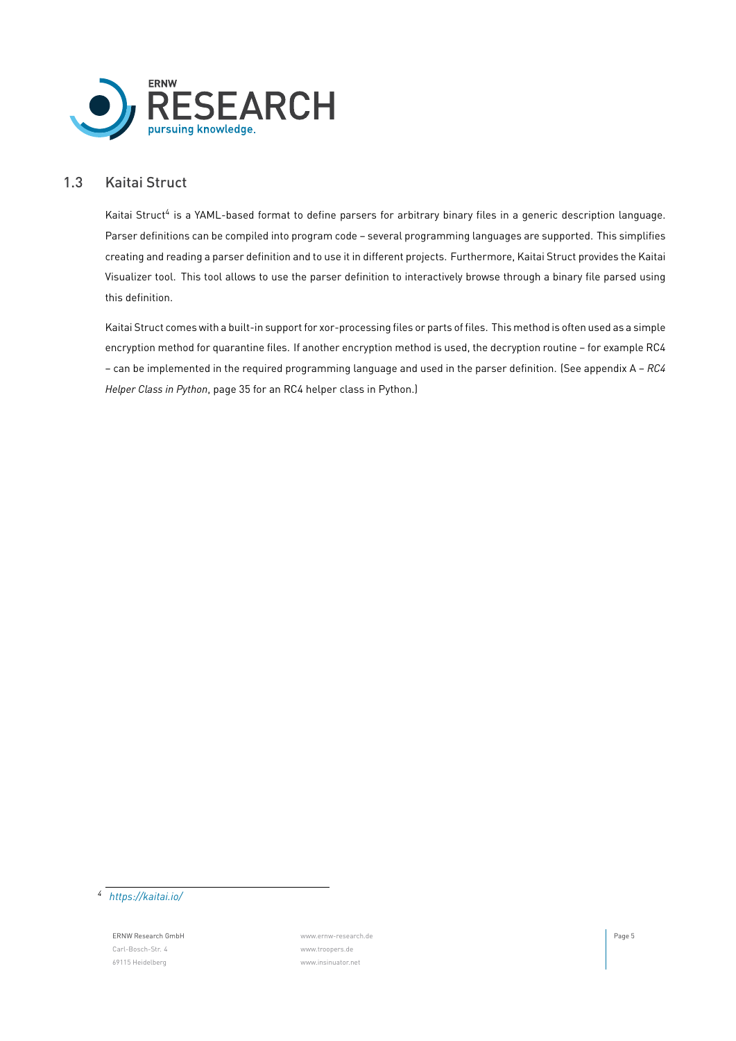## 1.3 Kaitai Struct

Kaitai Struct[4] is a YAML-based format to define parsers for arbitrary binary files in a generic description language. Parser definitions can be compiled into program code – several programming languages are supported. This simplifies creating and reading a parser definition and to use it in different projects. Furthermore, Kaitai Struct provides the Kaitai Visualizer tool. This tool allows to use the parser definition to interactively browse through a binary file parsed using this definition.

Kaitai Struct comes with a built-in support for xor-processing files or parts of files. This method is often used as a simple encryption method for quarantine files. If another encryption method is used, the decryption routine – for example RC4 – can be implemented in the required programming language and used in the parser definition. (See appendix A – *RC4 Helper Class in Python*, page 35 for an RC4 helper class in Python.)

[4] *https://kaitai.io/*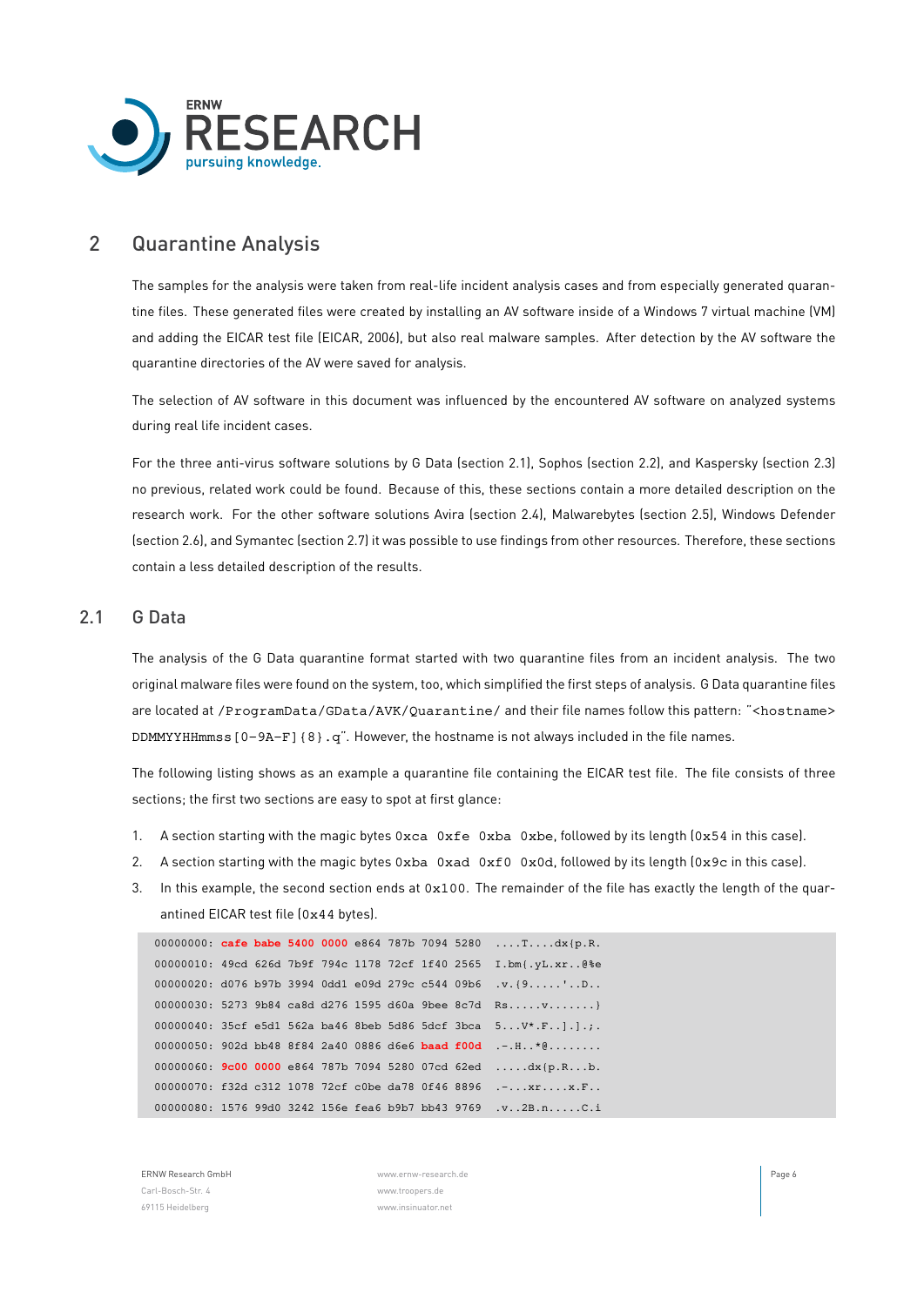## 2 Quarantine Analysis

The samples for the analysis were taken from real-life incident analysis cases and from especially generated quarantine files. These generated files were created by installing an AV software inside of a Windows 7 virtual machine (VM) and adding the EICAR test file (EICAR, 2006), but also real malware samples. After detection by the AV software the quarantine directories of the AV were saved for analysis.

The selection of AV software in this document was influenced by the encountered AV software on analyzed systems during real life incident cases.

For the three anti-virus software solutions by G Data (section 2.1), Sophos (section 2.2), and Kaspersky (section 2.3) no previous, related work could be found. Because of this, these sections contain a more detailed description on the research work. For the other software solutions Avira (section 2.4), Malwarebytes (section 2.5), Windows Defender (section 2.6), and Symantec (section 2.7) it was possible to use findings from other resources. Therefore, these sections contain a less detailed description of the results.

### 2.1 G Data

The analysis of the G Data quarantine format started with two quarantine files from an incident analysis. The two original malware files were found on the system, too, which simplified the first steps of analysis. G Data quarantine files are located at `/ProgramData/GData/AVK/Quarantine/` and their file names follow this pattern: "`<hostname> DDMMYYHHmmss[0-9A-F]{8}.q`". However, the hostname is not always included in the file names.

The following listing shows as an example a quarantine file containing the EICAR test file. The file consists of three sections; the first two sections are easy to spot at first glance:

1. A section starting with the magic bytes `0xca 0xfe 0xba 0xbe`, followed by its length (`0x54` in this case).
2. A section starting with the magic bytes `0xba 0xad 0xf0 0x0d`, followed by its length (`0x9c` in this case).
3. In this example, the second section ends at `0x100`. The remainder of the file has exactly the length of the quarantined EICAR test file (`0x44` bytes).

```
00000000: cafe babe 5400 0000 e864 787b 7094 5280  ....T....dx{p.R.
00000010: 49cd 626d 7b9f 794c 1178 72cf 1f40 2565  I.bm{.yL.xr..@%e
00000020: d076 b97b 3994 0dd1 e09d 279c c544 09b6  .v.{9.....'..D..
00000030: 5273 9b84 ca8d d276 1595 d60a 9bee 8c7d  Rs.....v.......}
00000040: 35cf e5d1 562a ba46 8beb 5d86 5dcf 3bca  5...V*.F..].].;.
00000050: 902d bb48 8f84 2a40 0886 d6e6 baad f00d  .-.H..*@........
00000060: 9c00 0000 e864 787b 7094 5280 07cd 62ed  .....dx{p.R...b.
00000070: f32d c312 1078 72cf c0be da78 0f46 8896  .-...xr....x.F..
00000080: 1576 99d0 3242 156e fea6 b9b7 bb43 9769  .v..2B.n.....C.i
```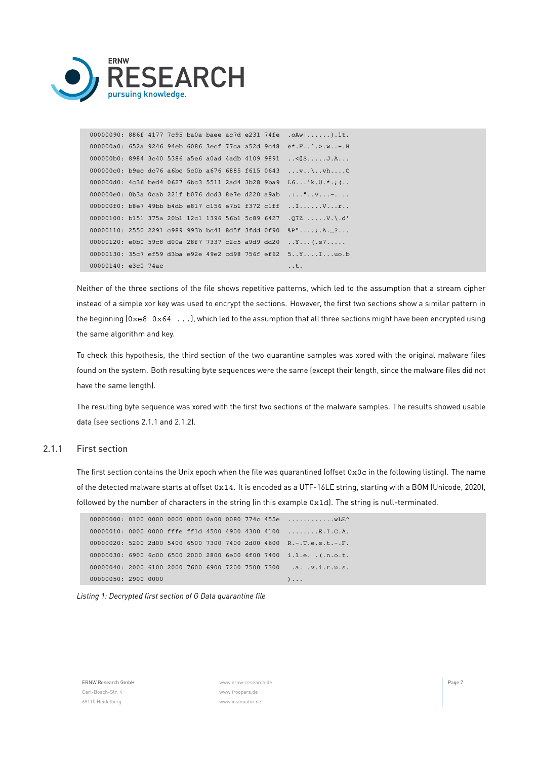```
00000090: 886f 4177 7c95 ba0a baee ac7d e231 74fe  .oAw|......}.1t.
000000a0: 652a 9246 94eb 6086 3ecf 77ca a52d 9c48  e*.F..`.>.w..-.H
000000b0: 8984 3c40 5386 a5e6 a0ad 4adb 4109 9891  ..<@S.....J.A...
000000c0: b9ec dc76 a6bc 5c0b a676 6885 f615 0643  ...v..\..vh....C
000000d0: 4c36 bed4 0627 6bc3 5511 2ad4 3b28 9ba9  L6...'k.U.*.;(..
000000e0: 0b3a 0cab 221f b076 dcd3 8e7e d220 a9ab  .:.."..v...~. ..
000000f0: b8e7 49bb b4db e817 c156 e7b1 f372 c1ff  ..I......V...r..
00000100: b151 375a 20b1 12c1 1396 56b1 5c89 6427  .Q7Z .....V.\.d'
00000110: 2550 2291 c989 993b bc41 8d5f 3fdd 0f90  %P"....;.A._?...
00000120: e0b0 59c8 d00a 28f7 7337 c2c5 a9d9 dd20  ..Y...(.s7.....
00000130: 35c7 ef59 d3ba e92e 49e2 cd98 756f ef62  5..Y....I...uo.b
00000140: e3c0 74ac                                ..t.
```

Neither of the three sections of the file shows repetitive patterns, which led to the assumption that a stream cipher instead of a simple xor key was used to encrypt the sections. However, the first two sections show a similar pattern in the beginning (`0xe8 0x64 ...`), which led to the assumption that all three sections might have been encrypted using the same algorithm and key.

To check this hypothesis, the third section of the two quarantine samples was xored with the original malware files found on the system. Both resulting byte sequences were the same (except their length, since the malware files did not have the same length).

The resulting byte sequence was xored with the first two sections of the malware samples. The results showed usable data (see sections 2.1.1 and 2.1.2).

### 2.1.1 First section

The first section contains the Unix epoch when the file was quarantined (offset `0x0c` in the following listing). The name of the detected malware starts at offset `0x14`. It is encoded as a UTF-16LE string, starting with a BOM (Unicode, 2020), followed by the number of characters in the string (in this example `0x1d`). The string is null-terminated.

```
00000000: 0100 0000 0000 0000 0a00 0080 774c 455e  ............wLE^
00000010: 0000 0000 fffe ff1d 4500 4900 4300 4100  ........E.I.C.A.
00000020: 5200 2d00 5400 6500 7300 7400 2d00 4600  R.-.T.e.s.t.-.F.
00000030: 6900 6c00 6500 2000 2800 6e00 6f00 7400  i.l.e. .(.n.o.t.
00000040: 2000 6100 2000 7600 6900 7200 7500 7300   .a. .v.i.r.u.s.
00000050: 2900 0000                                )...
```

*Listing 1: Decrypted first section of G Data quarantine file*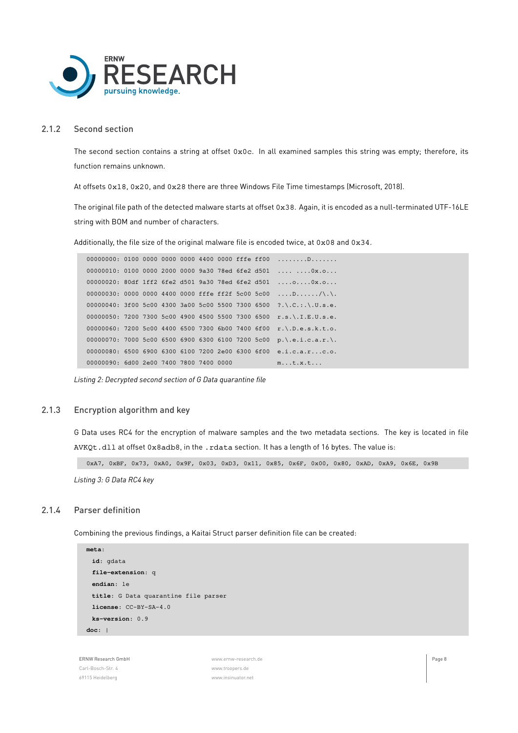### 2.1.2 Second section

The second section contains a string at offset `0x0c`. In all examined samples this string was empty; therefore, its function remains unknown.

At offsets `0x18`, `0x20`, and `0x28` there are three Windows File Time timestamps (Microsoft, 2018).

The original file path of the detected malware starts at offset `0x38`. Again, it is encoded as a null-terminated UTF-16LE string with BOM and number of characters.

Additionally, the file size of the original malware file is encoded twice, at `0x08` and `0x34`.

```
00000000: 0100 0000 0000 0000 4400 0000 fffe ff00  ........D.......
00000010: 0100 0000 2000 0000 9a30 78ed 6fe2 d501  .... ....0x.o...
00000020: 80df 1ff2 6fe2 d501 9a30 78ed 6fe2 d501  ....o....0x.o...
00000030: 0000 0000 4400 0000 fffe ff2f 5c00 5c00  ....D....../\.\.
00000040: 3f00 5c00 4300 3a00 5c00 5500 7300 6500  ?.\.C.:.\.U.s.e.
00000050: 7200 7300 5c00 4900 4500 5500 7300 6500  r.s.\.I.E.U.s.e.
00000060: 7200 5c00 4400 6500 7300 6b00 7400 6f00  r.\.D.e.s.k.t.o.
00000070: 7000 5c00 6500 6900 6300 6100 7200 5c00  p.\.e.i.c.a.r.\.
00000080: 6500 6900 6300 6100 7200 2e00 6300 6f00  e.i.c.a.r...c.o.
00000090: 6d00 2e00 7400 7800 7400 0000            m...t.x.t...
```

*Listing 2: Decrypted second section of G Data quarantine file*

### 2.1.3 Encryption algorithm and key

G Data uses RC4 for the encryption of malware samples and the two metadata sections. The key is located in file `AVKQt.dll` at offset `0x8adb8`, in the `.rdata` section. It has a length of 16 bytes. The value is:

```
0xA7, 0xBF, 0x73, 0xA0, 0x9F, 0x03, 0xD3, 0x11, 0x85, 0x6F, 0x00, 0x80, 0xAD, 0xA9, 0x6E, 0x9B
```

*Listing 3: G Data RC4 key*

### 2.1.4 Parser definition

Combining the previous findings, a Kaitai Struct parser definition file can be created:

```
meta:
  id: gdata
  file-extension: q
  endian: le
  title: G Data quarantine file parser
  license: CC-BY-SA-4.0
  ks-version: 0.9
doc: |
```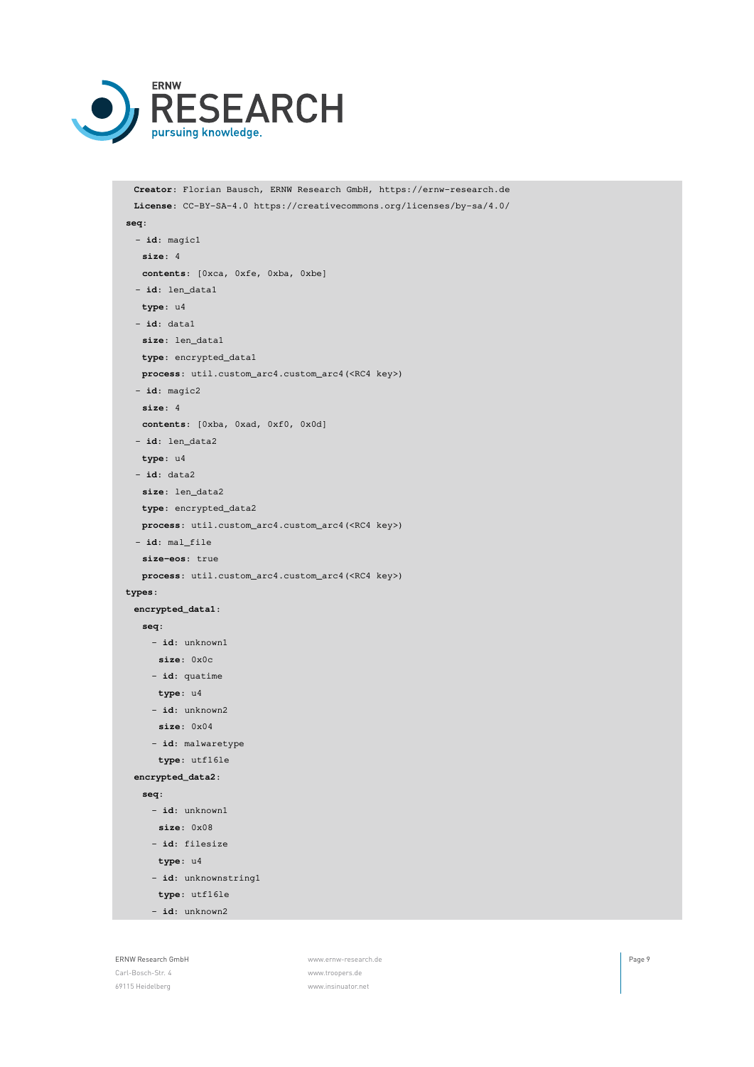```
  Creator: Florian Bausch, ERNW Research GmbH, https://ernw-research.de
  License: CC-BY-SA-4.0 https://creativecommons.org/licenses/by-sa/4.0/
seq:
  - id: magic1
    size: 4
    contents: [0xca, 0xfe, 0xba, 0xbe]
  - id: len_data1
    type: u4
  - id: data1
    size: len_data1
    type: encrypted_data1
    process: util.custom_arc4.custom_arc4(<RC4 key>)
  - id: magic2
    size: 4
    contents: [0xba, 0xad, 0xf0, 0x0d]
  - id: len_data2
    type: u4
  - id: data2
    size: len_data2
    type: encrypted_data2
    process: util.custom_arc4.custom_arc4(<RC4 key>)
  - id: mal_file
    size-eos: true
    process: util.custom_arc4.custom_arc4(<RC4 key>)
types:
  encrypted_data1:
    seq:
      - id: unknown1
        size: 0x0c
      - id: quatime
        type: u4
      - id: unknown2
        size: 0x04
      - id: malwaretype
        type: utf16le
  encrypted_data2:
    seq:
      - id: unknown1
        size: 0x08
      - id: filesize
        type: u4
      - id: unknownstring1
        type: utf16le
      - id: unknown2
```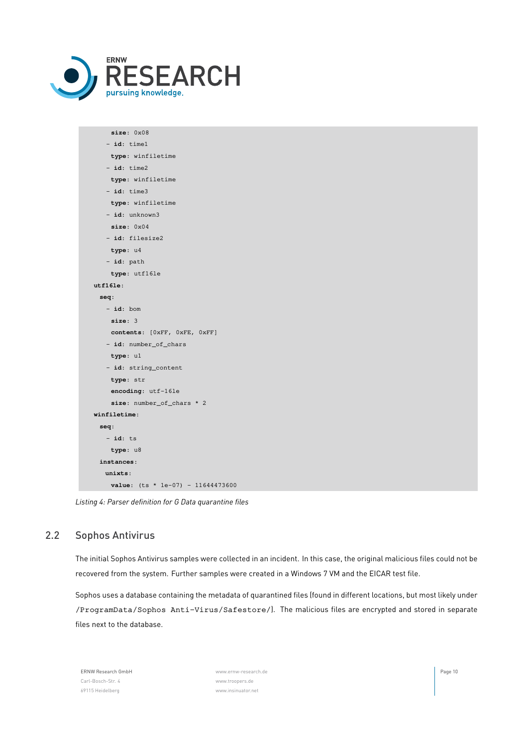```
      size: 0x08
    - id: time1
      type: winfiletime
    - id: time2
      type: winfiletime
    - id: time3
      type: winfiletime
    - id: unknown3
      size: 0x04
    - id: filesize2
      type: u4
    - id: path
      type: utf16le
  utf16le:
   seq:
    - id: bom
      size: 3
      contents: [0xFF, 0xFE, 0xFF]
    - id: number_of_chars
      type: u1
    - id: string_content
      type: str
      encoding: utf-16le
      size: number_of_chars * 2
  winfiletime:
   seq:
    - id: ts
      type: u8
   instances:
    unixts:
      value: (ts * 1e-07) - 11644473600
```

*Listing 4: Parser definition for G Data quarantine files*

## 2.2 Sophos Antivirus

The initial Sophos Antivirus samples were collected in an incident. In this case, the original malicious files could not be recovered from the system. Further samples were created in a Windows 7 VM and the EICAR test file.

Sophos uses a database containing the metadata of quarantined files (found in different locations, but most likely under `/ProgramData/Sophos Anti-Virus/Safestore/`). The malicious files are encrypted and stored in separate files next to the database.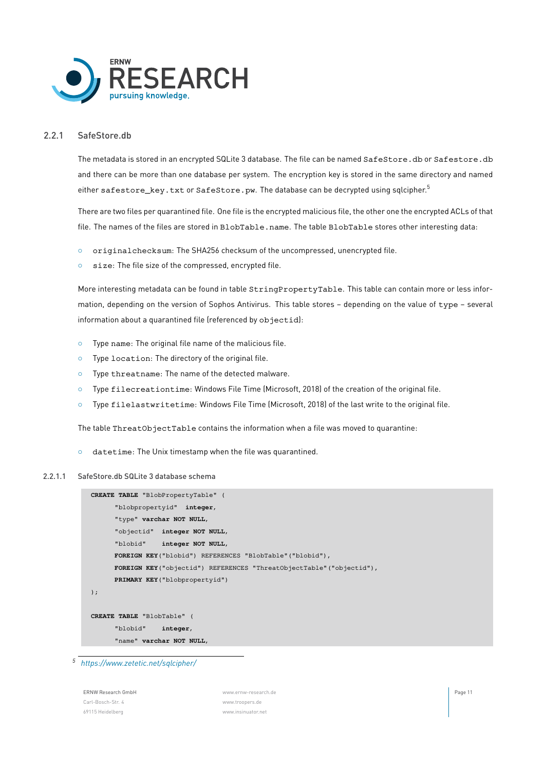### 2.2.1 SafeStore.db

The metadata is stored in an encrypted SQLite 3 database. The file can be named `SafeStore.db` or `Safestore.db` and there can be more than one database per system. The encryption key is stored in the same directory and named either `safestore_key.txt` or `SafeStore.pw`. The database can be decrypted using sqlcipher.[5]

There are two files per quarantined file. One file is the encrypted malicious file, the other one the encrypted ACLs of that file. The names of the files are stored in `BlobTable.name`. The table `BlobTable` stores other interesting data:

- `originalchecksum`: The SHA256 checksum of the uncompressed, unencrypted file.
- `size`: The file size of the compressed, encrypted file.

More interesting metadata can be found in table `StringPropertyTable`. This table can contain more or less information, depending on the version of Sophos Antivirus. This table stores – depending on the value of `type` – several information about a quarantined file (referenced by `objectid`):

- Type `name`: The original file name of the malicious file.
- Type `location`: The directory of the original file.
- Type `threatname`: The name of the detected malware.
- Type `filecreationtime`: Windows File Time (Microsoft, 2018) of the creation of the original file.
- Type `filelastwritetime`: Windows File Time (Microsoft, 2018) of the last write to the original file.

The table `ThreatObjectTable` contains the information when a file was moved to quarantine:

- `datetime`: The Unix timestamp when the file was quarantined.

#### 2.2.1.1 SafeStore.db SQLite 3 database schema

```
CREATE TABLE "BlobPropertyTable" (
      "blobpropertyid"  integer,
      "type" varchar NOT NULL,
      "objectid"  integer NOT NULL,
      "blobid"    integer NOT NULL,
      FOREIGN KEY("blobid") REFERENCES "BlobTable"("blobid"),
      FOREIGN KEY("objectid") REFERENCES "ThreatObjectTable"("objectid"),
      PRIMARY KEY("blobpropertyid")
);

CREATE TABLE "BlobTable" (
      "blobid"    integer,
      "name" varchar NOT NULL,
```

[5] https://www.zetetic.net/sqlcipher/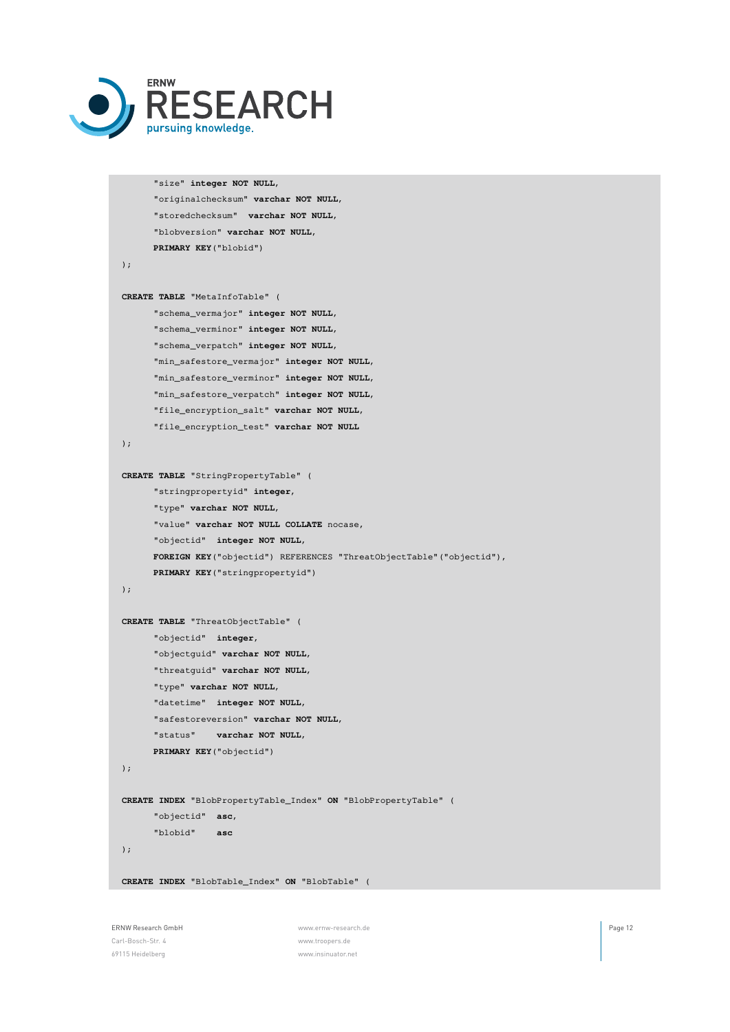```
	"size" integer NOT NULL,
	"originalchecksum" varchar NOT NULL,
	"storedchecksum"  varchar NOT NULL,
	"blobversion" varchar NOT NULL,
	PRIMARY KEY("blobid")
);

CREATE TABLE "MetaInfoTable" (
	"schema_vermajor" integer NOT NULL,
	"schema_verminor" integer NOT NULL,
	"schema_verpatch" integer NOT NULL,
	"min_safestore_vermajor" integer NOT NULL,
	"min_safestore_verminor" integer NOT NULL,
	"min_safestore_verpatch" integer NOT NULL,
	"file_encryption_salt" varchar NOT NULL,
	"file_encryption_test" varchar NOT NULL
);

CREATE TABLE "StringPropertyTable" (
	"stringpropertyid" integer,
	"type" varchar NOT NULL,
	"value" varchar NOT NULL COLLATE nocase,
	"objectid"  integer NOT NULL,
	FOREIGN KEY("objectid") REFERENCES "ThreatObjectTable"("objectid"),
	PRIMARY KEY("stringpropertyid")
);

CREATE TABLE "ThreatObjectTable" (
	"objectid"  integer,
	"objectguid" varchar NOT NULL,
	"threatguid" varchar NOT NULL,
	"type" varchar NOT NULL,
	"datetime"  integer NOT NULL,
	"safestoreversion" varchar NOT NULL,
	"status"    varchar NOT NULL,
	PRIMARY KEY("objectid")
);

CREATE INDEX "BlobPropertyTable_Index" ON "BlobPropertyTable" (
	"objectid"  asc,
	"blobid"    asc
);

CREATE INDEX "BlobTable_Index" ON "BlobTable" (
```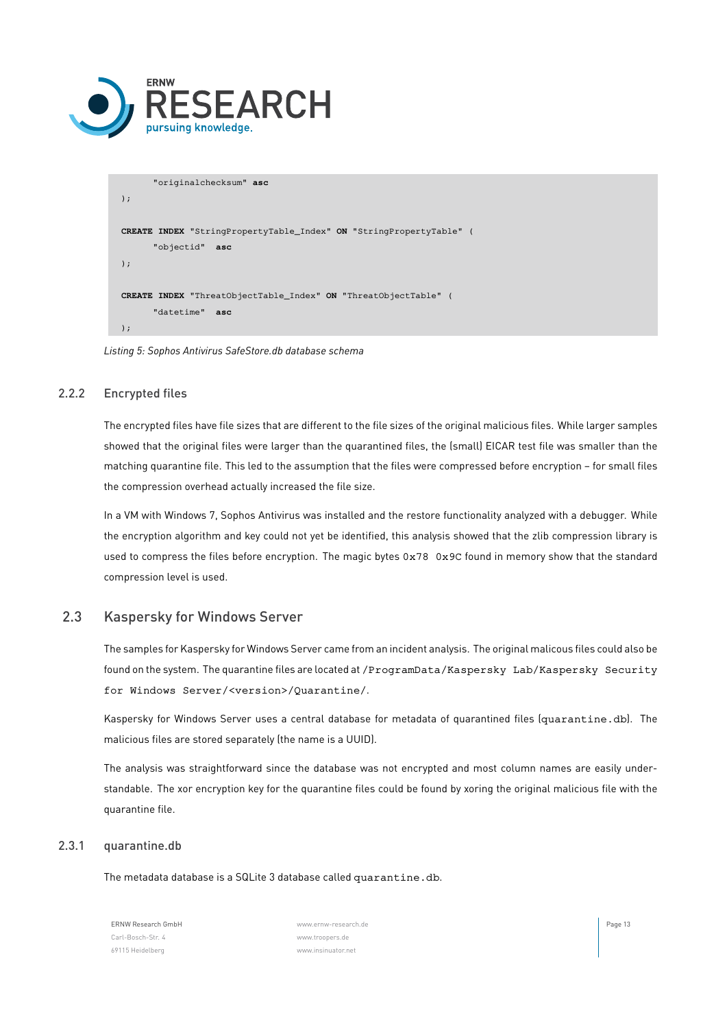```
    "originalchecksum" asc
);

CREATE INDEX "StringPropertyTable_Index" ON "StringPropertyTable" (
    "objectid"  asc
);

CREATE INDEX "ThreatObjectTable_Index" ON "ThreatObjectTable" (
    "datetime"  asc
);
```

*Listing 5: Sophos Antivirus SafeStore.db database schema*

### 2.2.2 Encrypted files

The encrypted files have file sizes that are different to the file sizes of the original malicious files. While larger samples showed that the original files were larger than the quarantined files, the (small) EICAR test file was smaller than the matching quarantine file. This led to the assumption that the files were compressed before encryption – for small files the compression overhead actually increased the file size.

In a VM with Windows 7, Sophos Antivirus was installed and the restore functionality analyzed with a debugger. While the encryption algorithm and key could not yet be identified, this analysis showed that the zlib compression library is used to compress the files before encryption. The magic bytes `0x78 0x9C` found in memory show that the standard compression level is used.

## 2.3 Kaspersky for Windows Server

The samples for Kaspersky for Windows Server came from an incident analysis. The original malicous files could also be found on the system. The quarantine files are located at `/ProgramData/Kaspersky Lab/Kaspersky Security for Windows Server/<version>/Quarantine/`.

Kaspersky for Windows Server uses a central database for metadata of quarantined files (`quarantine.db`). The malicious files are stored separately (the name is a UUID).

The analysis was straightforward since the database was not encrypted and most column names are easily understandable. The xor encryption key for the quarantine files could be found by xoring the original malicious file with the quarantine file.

### 2.3.1 quarantine.db

The metadata database is a SQLite 3 database called `quarantine.db`.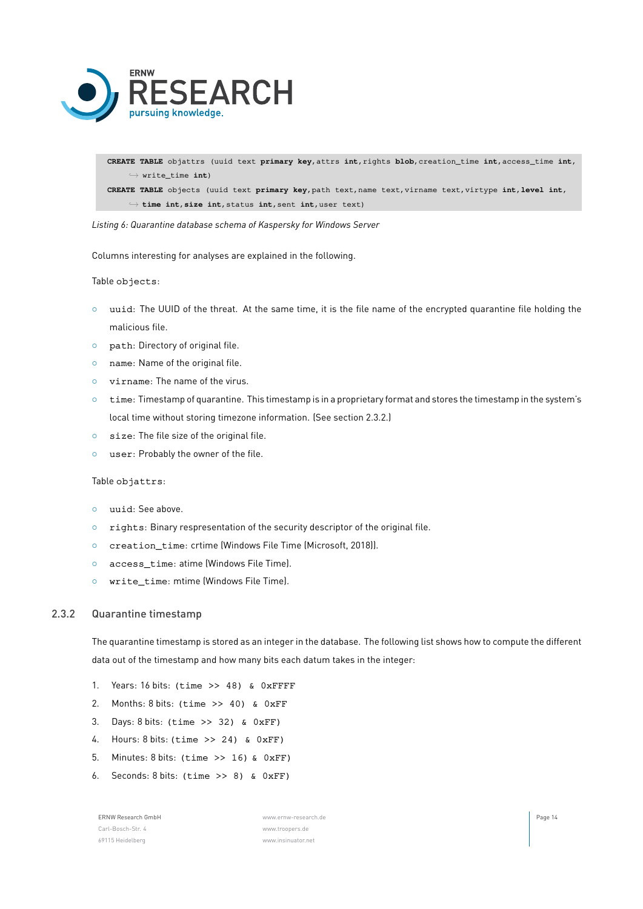```
CREATE TABLE objattrs (uuid text primary key,attrs int,rights blob,creation_time int,access_time int,
    write_time int)
CREATE TABLE objects (uuid text primary key,path text,name text,virname text,virtype int,level int,
    time int,size int,status int,sent int,user text)
```

*Listing 6: Quarantine database schema of Kaspersky for Windows Server*

Columns interesting for analyses are explained in the following.

Table `objects`:

- `uuid`: The UUID of the threat. At the same time, it is the file name of the encrypted quarantine file holding the malicious file.
- `path`: Directory of original file.
- `name`: Name of the original file.
- `virname`: The name of the virus.
- `time`: Timestamp of quarantine. This timestamp is in a proprietary format and stores the timestamp in the system's local time without storing timezone information. (See section 2.3.2.)
- `size`: The file size of the original file.
- `user`: Probably the owner of the file.

Table `objattrs`:

- `uuid`: See above.
- `rights`: Binary respresentation of the security descriptor of the original file.
- `creation_time`: crtime (Windows File Time (Microsoft, 2018)).
- `access_time`: atime (Windows File Time).
- `write_time`: mtime (Windows File Time).

### 2.3.2 Quarantine timestamp

The quarantine timestamp is stored as an integer in the database. The following list shows how to compute the different data out of the timestamp and how many bits each datum takes in the integer:

1. Years: 16 bits: `(time >> 48) & 0xFFFF`
2. Months: 8 bits: `(time >> 40) & 0xFF`
3. Days: 8 bits: `(time >> 32) & 0xFF)`
4. Hours: 8 bits: `(time >> 24) & 0xFF)`
5. Minutes: 8 bits: `(time >> 16) & 0xFF)`
6. Seconds: 8 bits: `(time >> 8) & 0xFF)`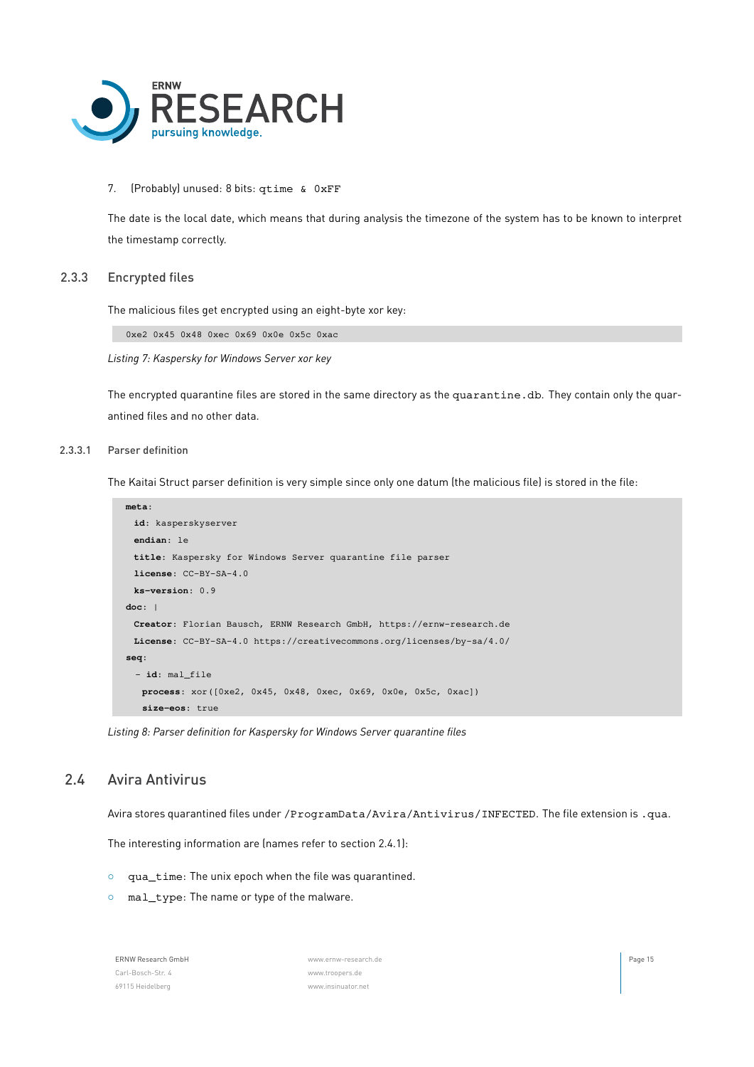7. (Probably) unused: 8 bits: `qtime & 0xFF`

The date is the local date, which means that during analysis the timezone of the system has to be known to interpret the timestamp correctly.

### 2.3.3 Encrypted files

The malicious files get encrypted using an eight-byte xor key:

```
0xe2 0x45 0x48 0xec 0x69 0x0e 0x5c 0xac
```

*Listing 7: Kaspersky for Windows Server xor key*

The encrypted quarantine files are stored in the same directory as the `quarantine.db`. They contain only the quarantined files and no other data.

#### 2.3.3.1 Parser definition

The Kaitai Struct parser definition is very simple since only one datum (the malicious file) is stored in the file:

```
meta:
  id: kasperskyserver
  endian: le
  title: Kaspersky for Windows Server quarantine file parser
  license: CC-BY-SA-4.0
  ks-version: 0.9
doc: |
  Creator: Florian Bausch, ERNW Research GmbH, https://ernw-research.de
  License: CC-BY-SA-4.0 https://creativecommons.org/licenses/by-sa/4.0/
seq:
  - id: mal_file
    process: xor([0xe2, 0x45, 0x48, 0xec, 0x69, 0x0e, 0x5c, 0xac])
    size-eos: true
```

*Listing 8: Parser definition for Kaspersky for Windows Server quarantine files*

## 2.4 Avira Antivirus

Avira stores quarantined files under `/ProgramData/Avira/Antivirus/INFECTED`. The file extension is `.qua`.

The interesting information are (names refer to section 2.4.1):

- `qua_time`: The unix epoch when the file was quarantined.
- `mal_type`: The name or type of the malware.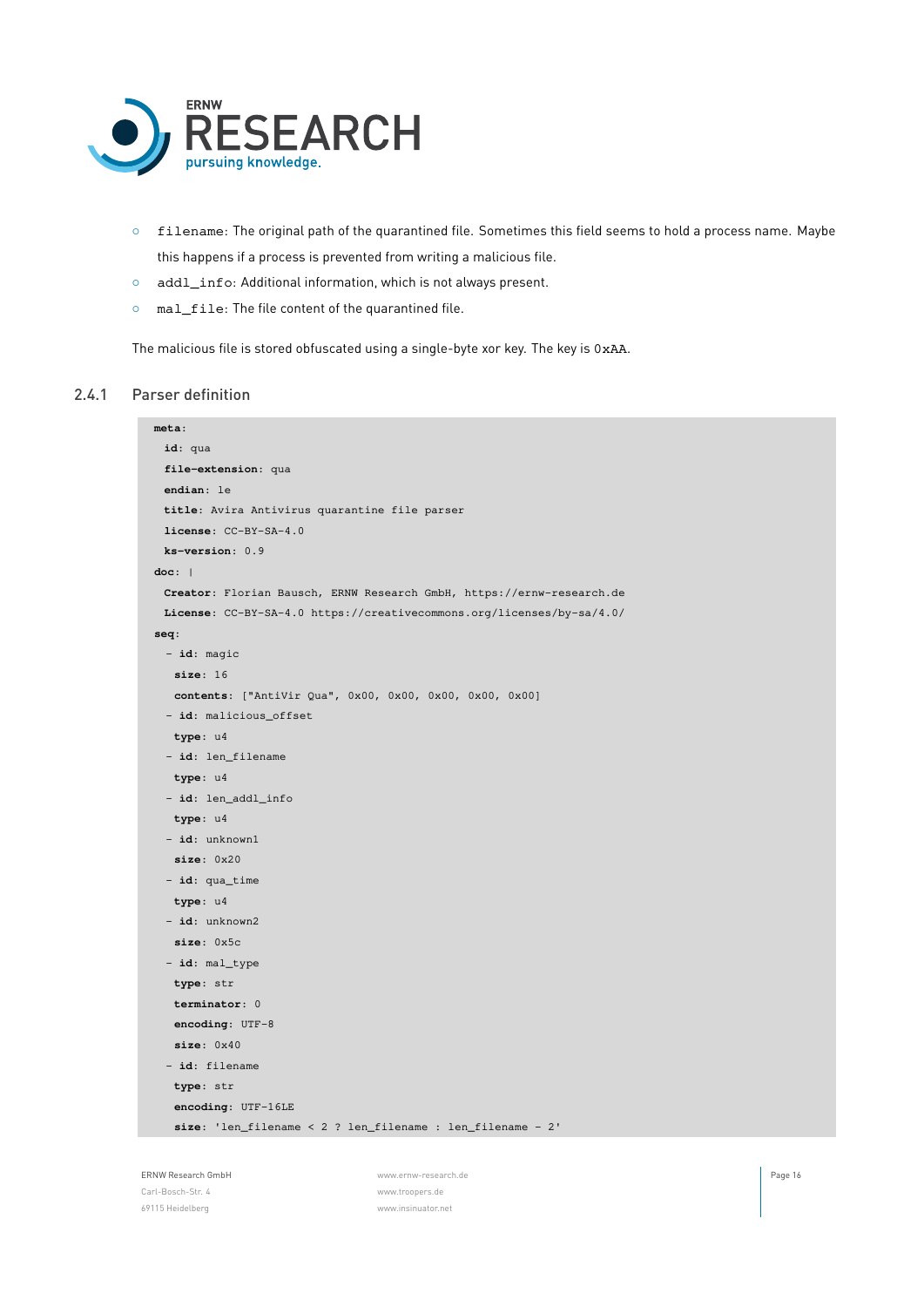- `filename`: The original path of the quarantined file. Sometimes this field seems to hold a process name. Maybe this happens if a process is prevented from writing a malicious file.
- `addl_info`: Additional information, which is not always present.
- `mal_file`: The file content of the quarantined file.

The malicious file is stored obfuscated using a single-byte xor key. The key is `0xAA`.

### 2.4.1 Parser definition

```
meta:
  id: qua
  file-extension: qua
  endian: le
  title: Avira Antivirus quarantine file parser
  license: CC-BY-SA-4.0
  ks-version: 0.9
doc: |
  Creator: Florian Bausch, ERNW Research GmbH, https://ernw-research.de
  License: CC-BY-SA-4.0 https://creativecommons.org/licenses/by-sa/4.0/
seq:
  - id: magic
    size: 16
    contents: ["AntiVir Qua", 0x00, 0x00, 0x00, 0x00, 0x00]
  - id: malicious_offset
    type: u4
  - id: len_filename
    type: u4
  - id: len_addl_info
    type: u4
  - id: unknown1
    size: 0x20
  - id: qua_time
    type: u4
  - id: unknown2
    size: 0x5c
  - id: mal_type
    type: str
    terminator: 0
    encoding: UTF-8
    size: 0x40
  - id: filename
    type: str
    encoding: UTF-16LE
    size: 'len_filename < 2 ? len_filename : len_filename - 2'
```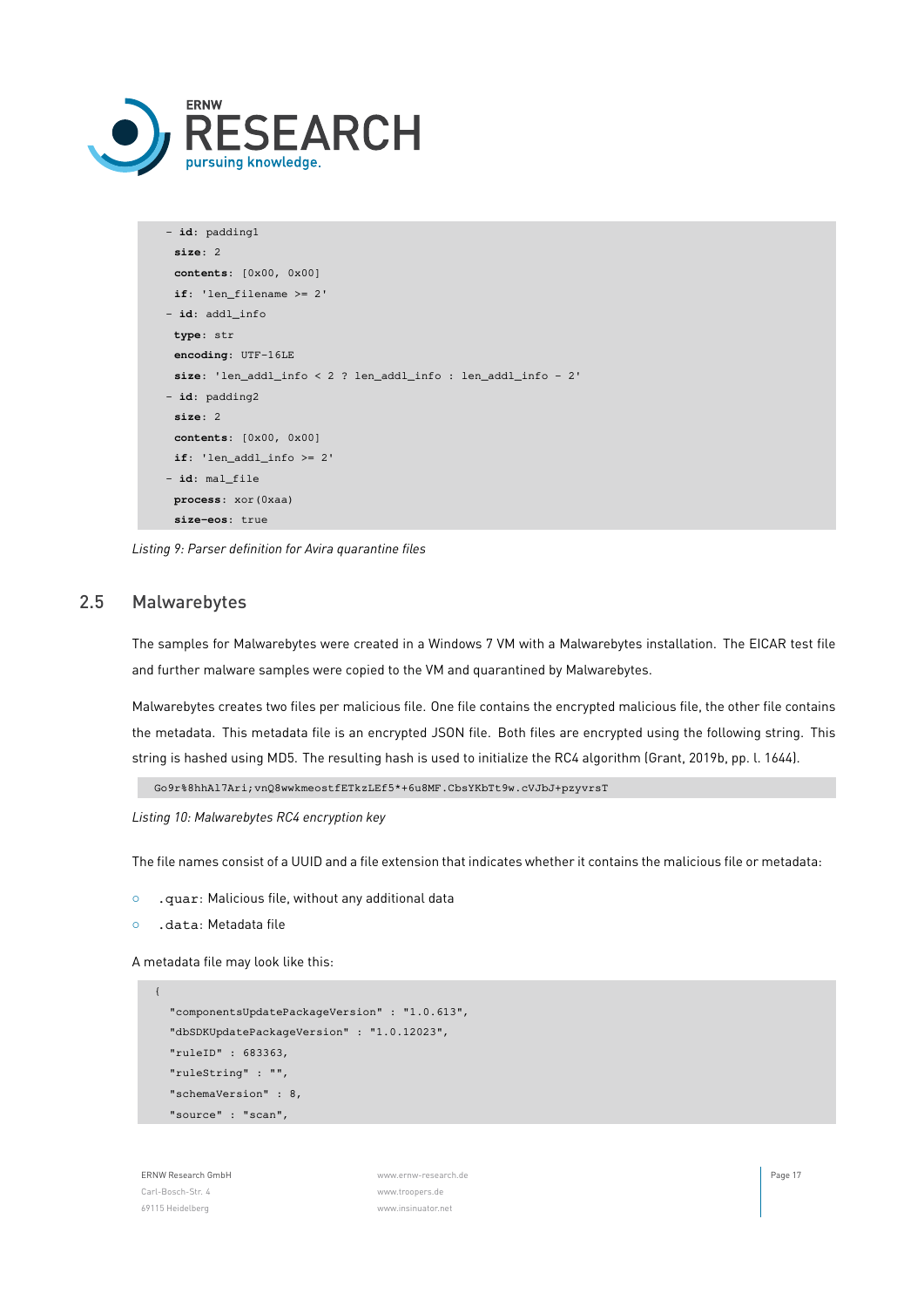```
  - id: padding1
    size: 2
    contents: [0x00, 0x00]
    if: 'len_filename >= 2'
  - id: addl_info
    type: str
    encoding: UTF-16LE
    size: 'len_addl_info < 2 ? len_addl_info : len_addl_info - 2'
  - id: padding2
    size: 2
    contents: [0x00, 0x00]
    if: 'len_addl_info >= 2'
  - id: mal_file
    process: xor(0xaa)
    size-eos: true
```

*Listing 9: Parser definition for Avira quarantine files*

## 2.5 Malwarebytes

The samples for Malwarebytes were created in a Windows 7 VM with a Malwarebytes installation. The EICAR test file and further malware samples were copied to the VM and quarantined by Malwarebytes.

Malwarebytes creates two files per malicious file. One file contains the encrypted malicious file, the other file contains the metadata. This metadata file is an encrypted JSON file. Both files are encrypted using the following string. This string is hashed using MD5. The resulting hash is used to initialize the RC4 algorithm (Grant, 2019b, pp. l. 1644).

```
Go9r%8hhAl7Ari;vnQ8wwkmeostfETkzLEf5*+6u8MF.CbsYKbTt9w.cVJbJ+pzyvrsT
```

*Listing 10: Malwarebytes RC4 encryption key*

The file names consist of a UUID and a file extension that indicates whether it contains the malicious file or metadata:

- `.quar`: Malicious file, without any additional data
- `.data`: Metadata file

A metadata file may look like this:

```
{
  "componentsUpdatePackageVersion" : "1.0.613",
  "dbSDKUpdatePackageVersion" : "1.0.12023",
  "ruleID" : 683363,
  "ruleString" : "",
  "schemaVersion" : 8,
  "source" : "scan",
```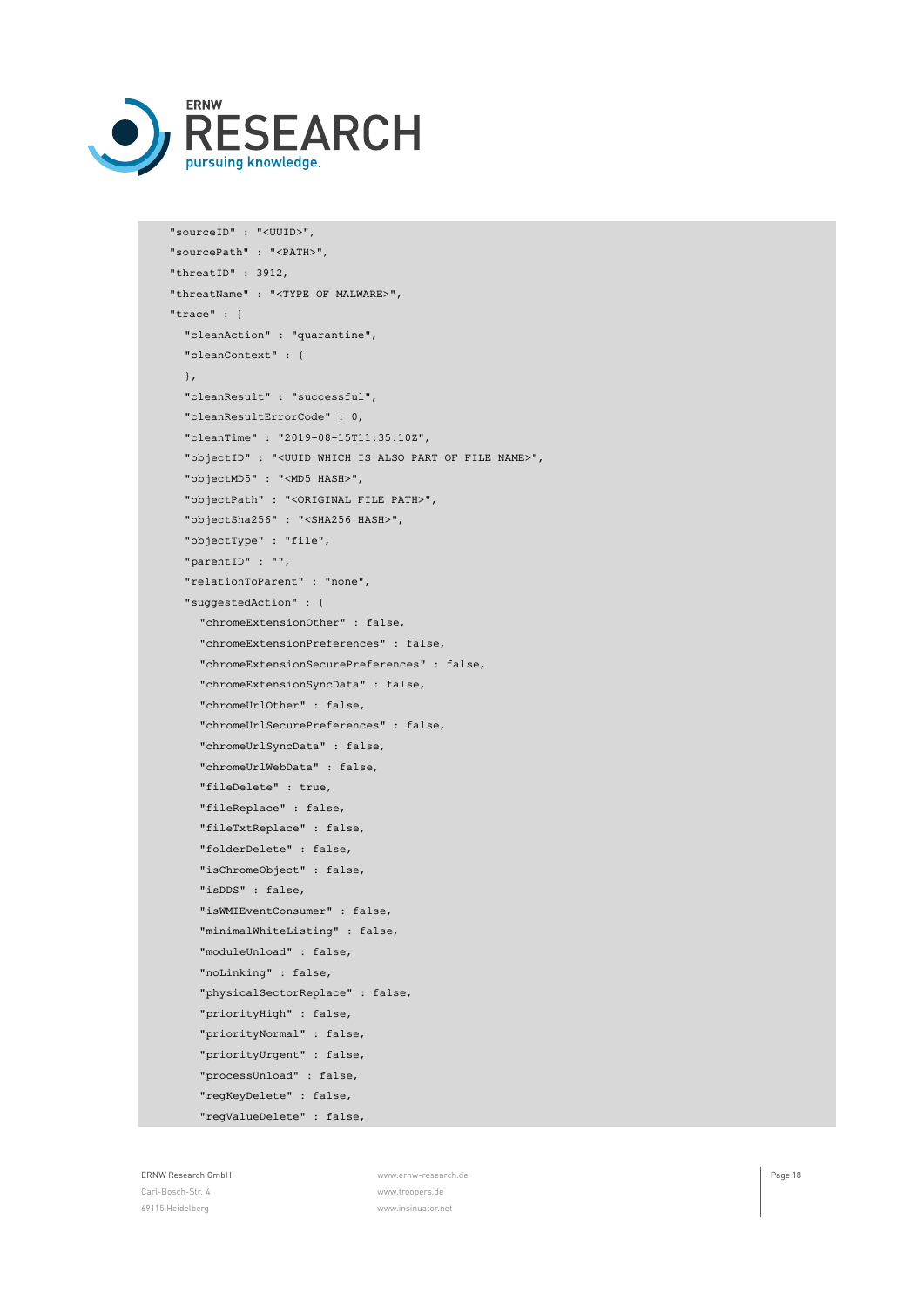```
    "sourceID" : "<UUID>",
    "sourcePath" : "<PATH>",
    "threatID" : 3912,
    "threatName" : "<TYPE OF MALWARE>",
    "trace" : {
      "cleanAction" : "quarantine",
      "cleanContext" : {
      },
      "cleanResult" : "successful",
      "cleanResultErrorCode" : 0,
      "cleanTime" : "2019-08-15T11:35:10Z",
      "objectID" : "<UUID WHICH IS ALSO PART OF FILE NAME>",
      "objectMD5" : "<MD5 HASH>",
      "objectPath" : "<ORIGINAL FILE PATH>",
      "objectSha256" : "<SHA256 HASH>",
      "objectType" : "file",
      "parentID" : "",
      "relationToParent" : "none",
      "suggestedAction" : {
        "chromeExtensionOther" : false,
        "chromeExtensionPreferences" : false,
        "chromeExtensionSecurePreferences" : false,
        "chromeExtensionSyncData" : false,
        "chromeUrlOther" : false,
        "chromeUrlSecurePreferences" : false,
        "chromeUrlSyncData" : false,
        "chromeUrlWebData" : false,
        "fileDelete" : true,
        "fileReplace" : false,
        "fileTxtReplace" : false,
        "folderDelete" : false,
        "isChromeObject" : false,
        "isDDS" : false,
        "isWMIEventConsumer" : false,
        "minimalWhiteListing" : false,
        "moduleUnload" : false,
        "noLinking" : false,
        "physicalSectorReplace" : false,
        "priorityHigh" : false,
        "priorityNormal" : false,
        "priorityUrgent" : false,
        "processUnload" : false,
        "regKeyDelete" : false,
        "regValueDelete" : false,
```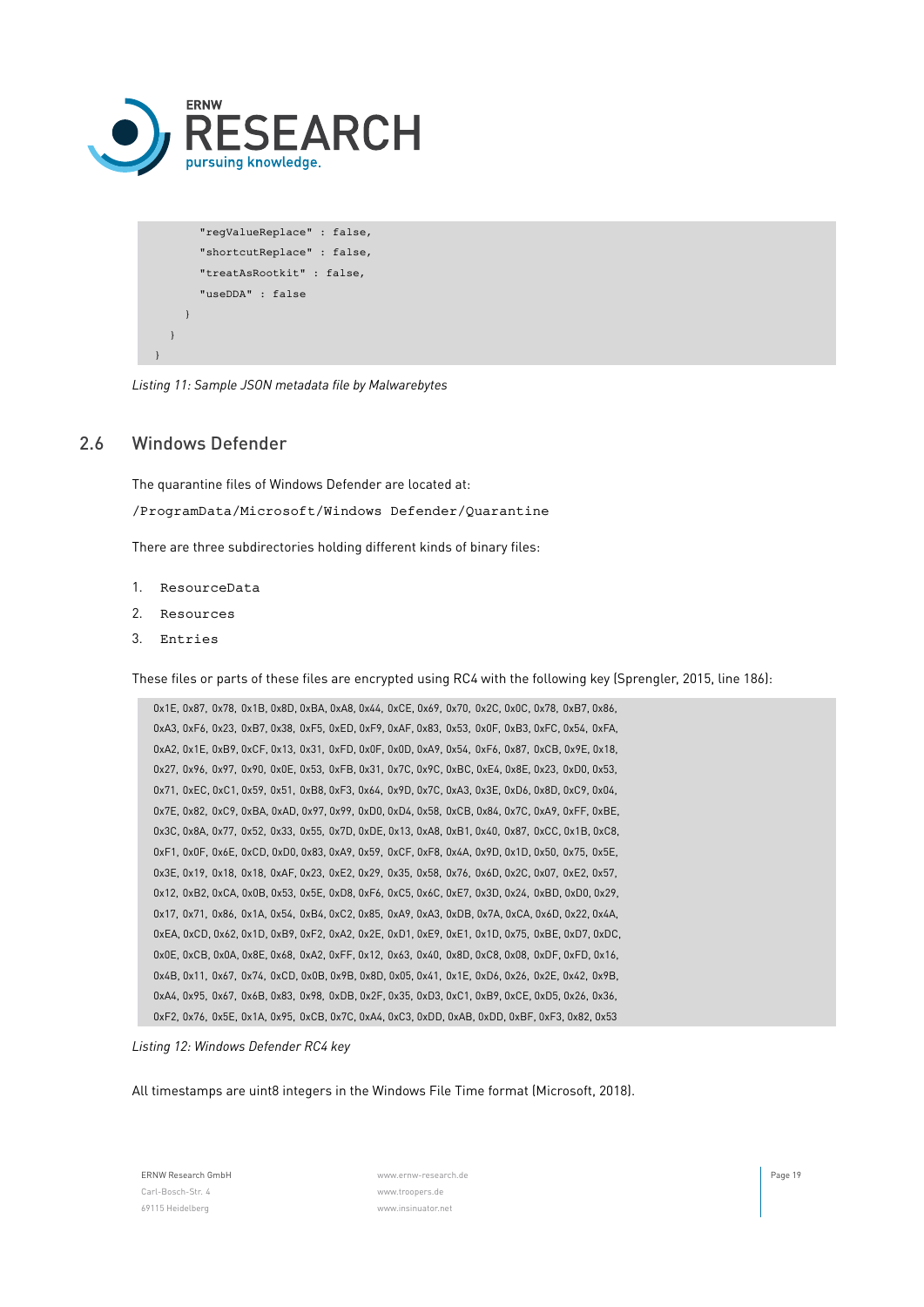```
        "regValueReplace" : false,
        "shortcutReplace" : false,
        "treatAsRootkit" : false,
        "useDDA" : false
      }
    }
  }
```

*Listing 11: Sample JSON metadata file by Malwarebytes*

## 2.6 Windows Defender

The quarantine files of Windows Defender are located at:

`/ProgramData/Microsoft/Windows Defender/Quarantine`

There are three subdirectories holding different kinds of binary files:

1. `ResourceData`
2. `Resources`
3. `Entries`

These files or parts of these files are encrypted using RC4 with the following key (Sprengler, 2015, line 186):

```
0x1E, 0x87, 0x78, 0x1B, 0x8D, 0xBA, 0xA8, 0x44, 0xCE, 0x69, 0x70, 0x2C, 0x0C, 0x78, 0xB7, 0x86,
0xA3, 0xF6, 0x23, 0xB7, 0x38, 0xF5, 0xED, 0xF9, 0xAF, 0x83, 0x53, 0x0F, 0xB3, 0xFC, 0x54, 0xFA,
0xA2, 0x1E, 0xB9, 0xCF, 0x13, 0x31, 0xFD, 0x0F, 0x0D, 0xA9, 0x54, 0xF6, 0x87, 0xCB, 0x9E, 0x18,
0x27, 0x96, 0x97, 0x90, 0x0E, 0x53, 0xFB, 0x31, 0x7C, 0x9C, 0xBC, 0xE4, 0x8E, 0x23, 0xD0, 0x53,
0x71, 0xEC, 0xC1, 0x59, 0x51, 0xB8, 0xF3, 0x64, 0x9D, 0x7C, 0xA3, 0x3E, 0xD6, 0x8D, 0xC9, 0x04,
0x7E, 0x82, 0xC9, 0xBA, 0xAD, 0x97, 0x99, 0xD0, 0xD4, 0x58, 0xCB, 0x84, 0x7C, 0xA9, 0xFF, 0xBE,
0x3C, 0x8A, 0x77, 0x52, 0x33, 0x55, 0x7D, 0xDE, 0x13, 0xA8, 0xB1, 0x40, 0x87, 0xCC, 0x1B, 0xC8,
0xF1, 0x0F, 0x6E, 0xCD, 0xD0, 0x83, 0xA9, 0x59, 0xCF, 0xF8, 0x4A, 0x9D, 0x1D, 0x50, 0x75, 0x5E,
0x3E, 0x19, 0x18, 0x18, 0xAF, 0x23, 0xE2, 0x29, 0x35, 0x58, 0x76, 0x6D, 0x2C, 0x07, 0xE2, 0x57,
0x12, 0xB2, 0xCA, 0x0B, 0x53, 0x5E, 0xD8, 0xF6, 0xC5, 0x6C, 0xE7, 0x3D, 0x24, 0xBD, 0xD0, 0x29,
0x17, 0x71, 0x86, 0x1A, 0x54, 0xB4, 0xC2, 0x85, 0xA9, 0xA3, 0xDB, 0x7A, 0xCA, 0x6D, 0x22, 0x4A,
0xEA, 0xCD, 0x62, 0x1D, 0xB9, 0xF2, 0xA2, 0x2E, 0xD1, 0xE9, 0xE1, 0x1D, 0x75, 0xBE, 0xD7, 0xDC,
0x0E, 0xCB, 0x0A, 0x8E, 0x68, 0xA2, 0xFF, 0x12, 0x63, 0x40, 0x8D, 0xC8, 0x08, 0xDF, 0xFD, 0x16,
0x4B, 0x11, 0x67, 0x74, 0xCD, 0x0B, 0x9B, 0x8D, 0x05, 0x41, 0x1E, 0xD6, 0x26, 0x2E, 0x42, 0x9B,
0xA4, 0x95, 0x67, 0x6B, 0x83, 0x98, 0xDB, 0x2F, 0x35, 0xD3, 0xC1, 0xB9, 0xCE, 0xD5, 0x26, 0x36,
0xF2, 0x76, 0x5E, 0x1A, 0x95, 0xCB, 0x7C, 0xA4, 0xC3, 0xDD, 0xAB, 0xDD, 0xBF, 0xF3, 0x82, 0x53
```

*Listing 12: Windows Defender RC4 key*

All timestamps are uint8 integers in the Windows File Time format (Microsoft, 2018).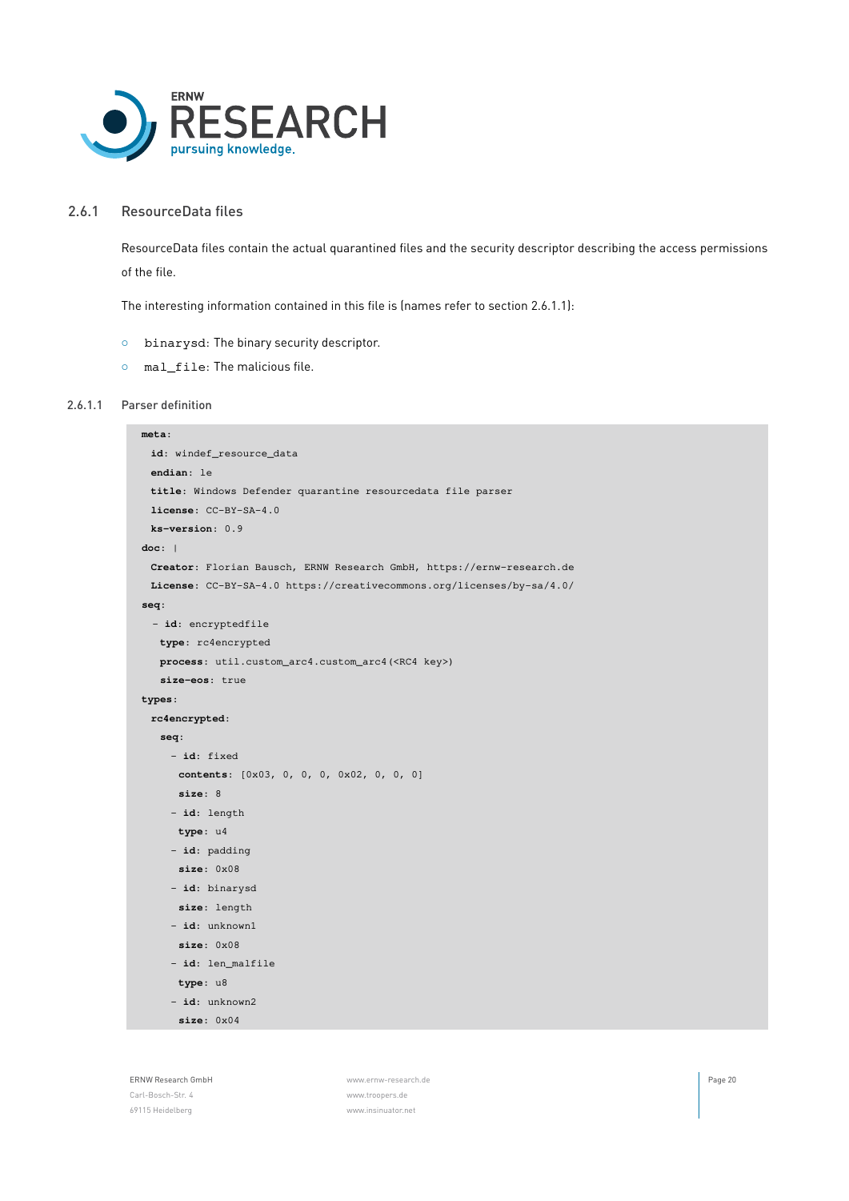### 2.6.1 ResourceData files

ResourceData files contain the actual quarantined files and the security descriptor describing the access permissions of the file.

The interesting information contained in this file is (names refer to section 2.6.1.1):

- `binarysd`: The binary security descriptor.
- `mal_file`: The malicious file.

#### 2.6.1.1 Parser definition

```
meta:
  id: windef_resource_data
  endian: le
  title: Windows Defender quarantine resourcedata file parser
  license: CC-BY-SA-4.0
  ks-version: 0.9
doc: |
  Creator: Florian Bausch, ERNW Research GmbH, https://ernw-research.de
  License: CC-BY-SA-4.0 https://creativecommons.org/licenses/by-sa/4.0/
seq:
  - id: encryptedfile
    type: rc4encrypted
    process: util.custom_arc4.custom_arc4(<RC4 key>)
    size-eos: true
types:
  rc4encrypted:
    seq:
      - id: fixed
        contents: [0x03, 0, 0, 0, 0x02, 0, 0, 0]
        size: 8
      - id: length
        type: u4
      - id: padding
        size: 0x08
      - id: binarysd
        size: length
      - id: unknown1
        size: 0x08
      - id: len_malfile
        type: u8
      - id: unknown2
        size: 0x04
```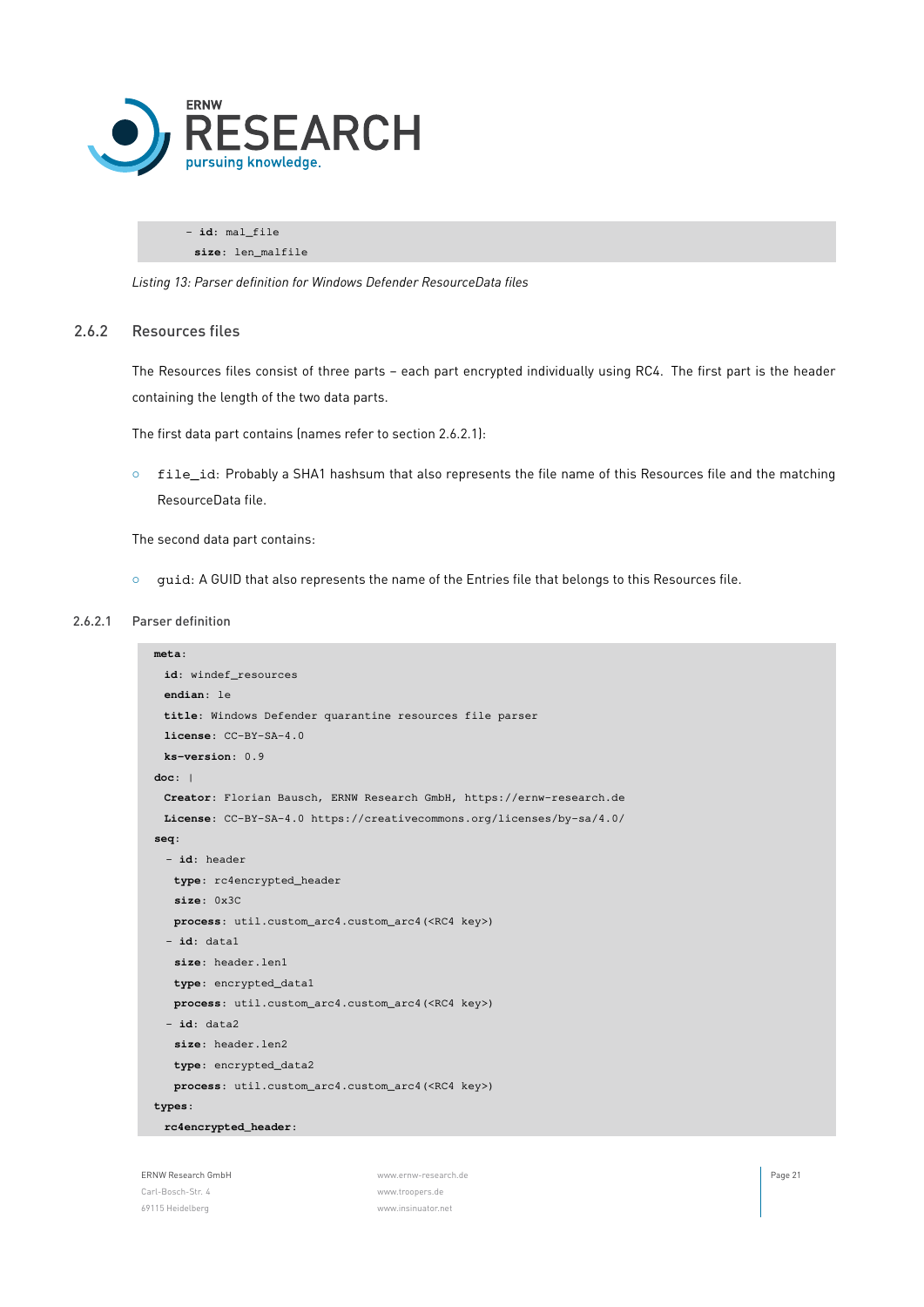```
    - id: mal_file
      size: len_malfile
```

*Listing 13: Parser definition for Windows Defender ResourceData files*

## 2.6.2 Resources files

The Resources files consist of three parts – each part encrypted individually using RC4. The first part is the header containing the length of the two data parts.

The first data part contains (names refer to section 2.6.2.1):

- `file_id`: Probably a SHA1 hashsum that also represents the file name of this Resources file and the matching ResourceData file.

The second data part contains:

- `guid`: A GUID that also represents the name of the Entries file that belongs to this Resources file.

### 2.6.2.1 Parser definition

```
meta:
  id: windef_resources
  endian: le
  title: Windows Defender quarantine resources file parser
  license: CC-BY-SA-4.0
  ks-version: 0.9
doc: |
  Creator: Florian Bausch, ERNW Research GmbH, https://ernw-research.de
  License: CC-BY-SA-4.0 https://creativecommons.org/licenses/by-sa/4.0/
seq:
  - id: header
    type: rc4encrypted_header
    size: 0x3C
    process: util.custom_arc4.custom_arc4(<RC4 key>)
  - id: data1
    size: header.len1
    type: encrypted_data1
    process: util.custom_arc4.custom_arc4(<RC4 key>)
  - id: data2
    size: header.len2
    type: encrypted_data2
    process: util.custom_arc4.custom_arc4(<RC4 key>)
types:
  rc4encrypted_header:
```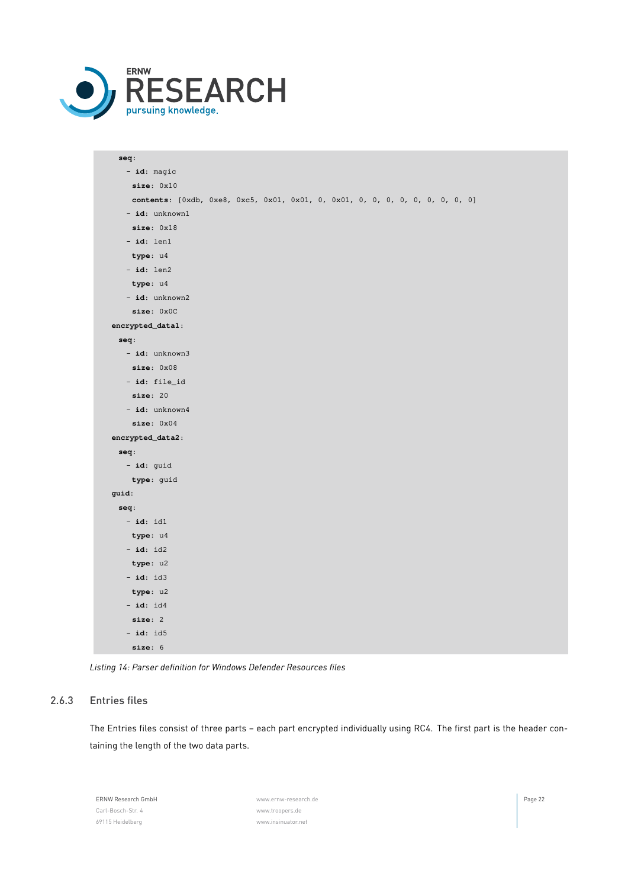```
    seq:
      - id: magic
        size: 0x10
        contents: [0xdb, 0xe8, 0xc5, 0x01, 0x01, 0, 0x01, 0, 0, 0, 0, 0, 0, 0, 0, 0]
      - id: unknown1
        size: 0x18
      - id: len1
        type: u4
      - id: len2
        type: u4
      - id: unknown2
        size: 0x0C
  encrypted_data1:
    seq:
      - id: unknown3
        size: 0x08
      - id: file_id
        size: 20
      - id: unknown4
        size: 0x04
  encrypted_data2:
    seq:
      - id: guid
        type: guid
  guid:
    seq:
      - id: id1
        type: u4
      - id: id2
        type: u2
      - id: id3
        type: u2
      - id: id4
        size: 2
      - id: id5
        size: 6
```

*Listing 14: Parser definition for Windows Defender Resources files*

### 2.6.3 Entries files

The Entries files consist of three parts – each part encrypted individually using RC4. The first part is the header containing the length of the two data parts.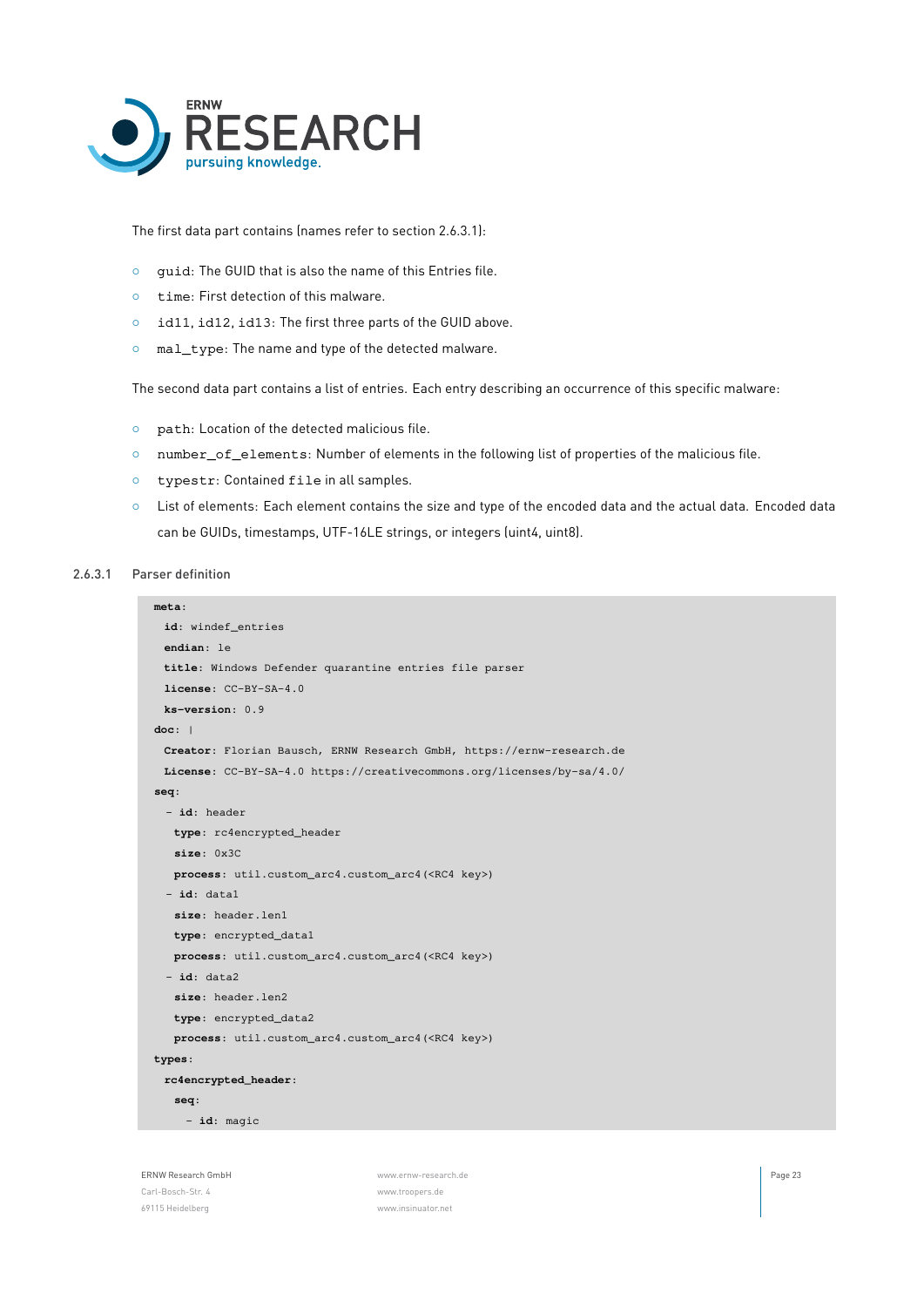The first data part contains (names refer to section 2.6.3.1):

- `guid`: The GUID that is also the name of this Entries file.
- `time`: First detection of this malware.
- `id11`, `id12`, `id13`: The first three parts of the GUID above.
- `mal_type`: The name and type of the detected malware.

The second data part contains a list of entries. Each entry describing an occurrence of this specific malware:

- `path`: Location of the detected malicious file.
- `number_of_elements`: Number of elements in the following list of properties of the malicious file.
- `typestr`: Contained `file` in all samples.
- List of elements: Each element contains the size and type of the encoded data and the actual data. Encoded data can be GUIDs, timestamps, UTF-16LE strings, or integers (uint4, uint8).

#### 2.6.3.1 Parser definition

```
meta:
  id: windef_entries
  endian: le
  title: Windows Defender quarantine entries file parser
  license: CC-BY-SA-4.0
  ks-version: 0.9
doc: |
  Creator: Florian Bausch, ERNW Research GmbH, https://ernw-research.de
  License: CC-BY-SA-4.0 https://creativecommons.org/licenses/by-sa/4.0/
seq:
  - id: header
    type: rc4encrypted_header
    size: 0x3C
    process: util.custom_arc4.custom_arc4(<RC4 key>)
  - id: data1
    size: header.len1
    type: encrypted_data1
    process: util.custom_arc4.custom_arc4(<RC4 key>)
  - id: data2
    size: header.len2
    type: encrypted_data2
    process: util.custom_arc4.custom_arc4(<RC4 key>)
types:
  rc4encrypted_header:
    seq:
      - id: magic
```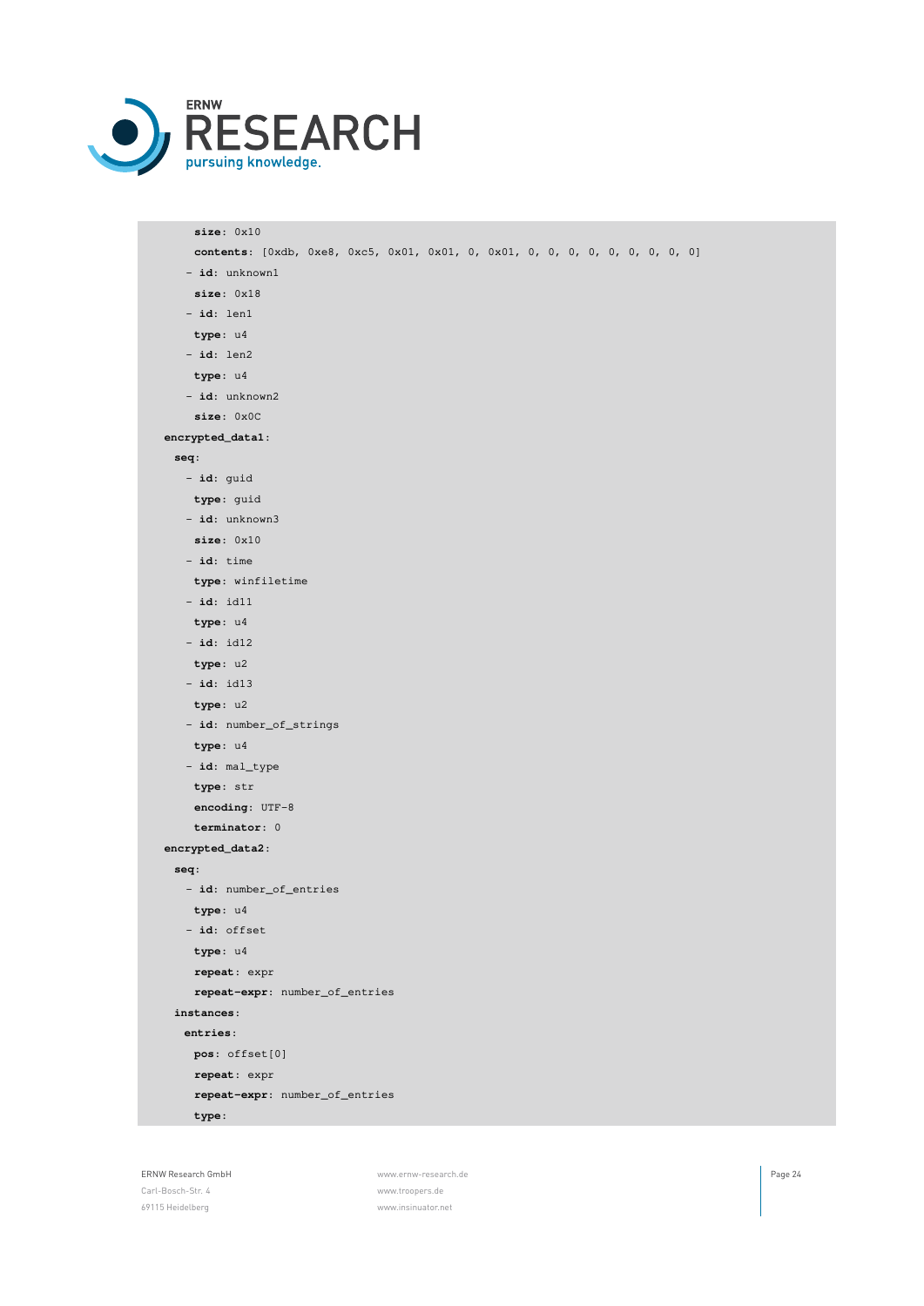```
      size: 0x10
      contents: [0xdb, 0xe8, 0xc5, 0x01, 0x01, 0, 0x01, 0, 0, 0, 0, 0, 0, 0, 0, 0]
    - id: unknown1
      size: 0x18
    - id: len1
      type: u4
    - id: len2
      type: u4
    - id: unknown2
      size: 0x0C
  encrypted_data1:
    seq:
    - id: guid
      type: guid
    - id: unknown3
      size: 0x10
    - id: time
      type: winfiletime
    - id: id11
      type: u4
    - id: id12
      type: u2
    - id: id13
      type: u2
    - id: number_of_strings
      type: u4
    - id: mal_type
      type: str
      encoding: UTF-8
      terminator: 0
  encrypted_data2:
    seq:
    - id: number_of_entries
      type: u4
    - id: offset
      type: u4
      repeat: expr
      repeat-expr: number_of_entries
    instances:
      entries:
        pos: offset[0]
        repeat: expr
        repeat-expr: number_of_entries
        type:
```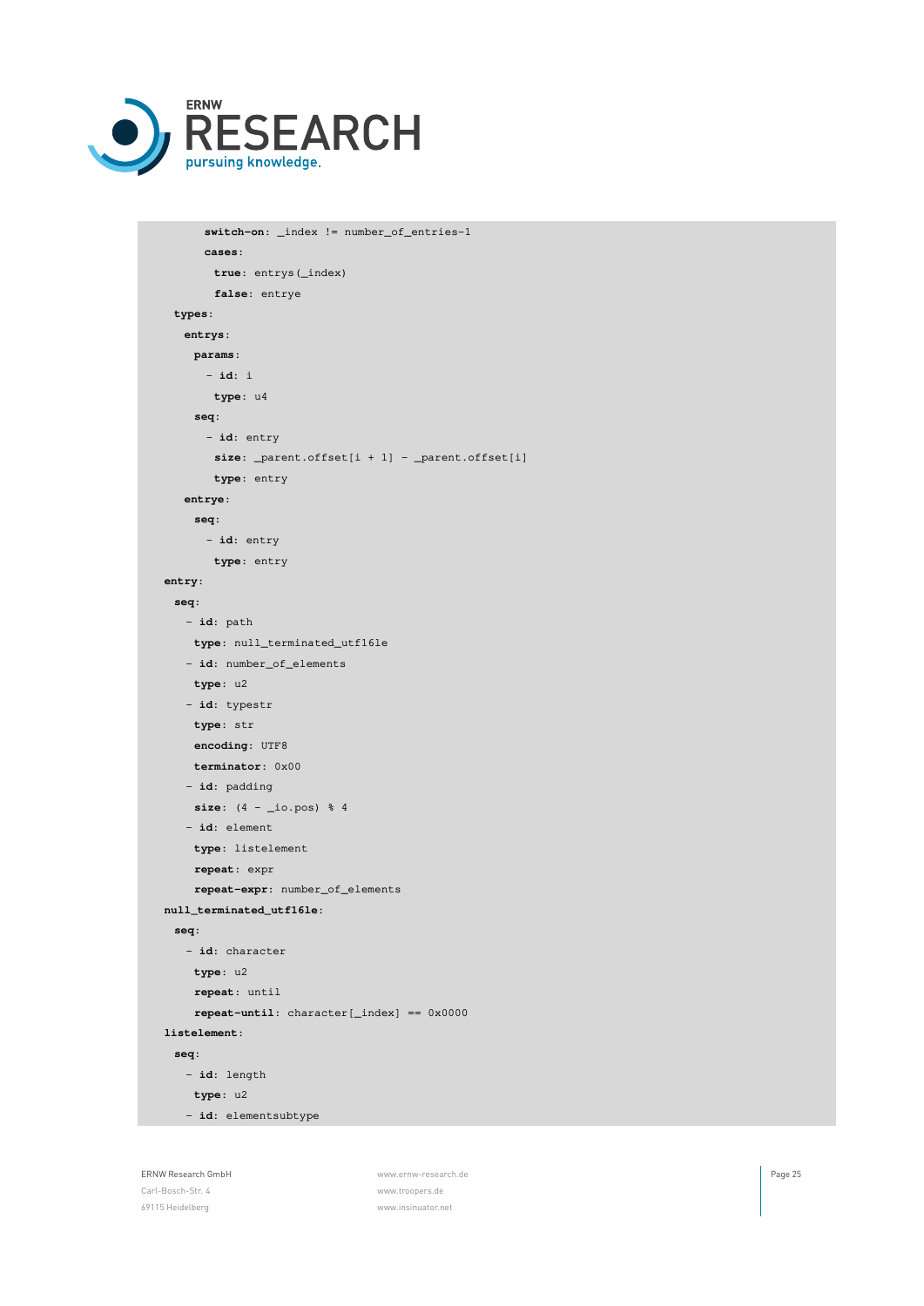```
        switch-on: _index != number_of_entries-1
        cases:
          true: entrys(_index)
          false: entrye
  types:
    entrys:
      params:
        - id: i
          type: u4
      seq:
        - id: entry
          size: _parent.offset[i + 1] - _parent.offset[i]
          type: entry
    entrye:
      seq:
        - id: entry
          type: entry
entry:
  seq:
    - id: path
      type: null_terminated_utf16le
    - id: number_of_elements
      type: u2
    - id: typestr
      type: str
      encoding: UTF8
      terminator: 0x00
    - id: padding
      size: (4 - _io.pos) % 4
    - id: element
      type: listelement
      repeat: expr
      repeat-expr: number_of_elements
null_terminated_utf16le:
  seq:
    - id: character
      type: u2
      repeat: until
      repeat-until: character[_index] == 0x0000
listelement:
  seq:
    - id: length
      type: u2
    - id: elementsubtype
```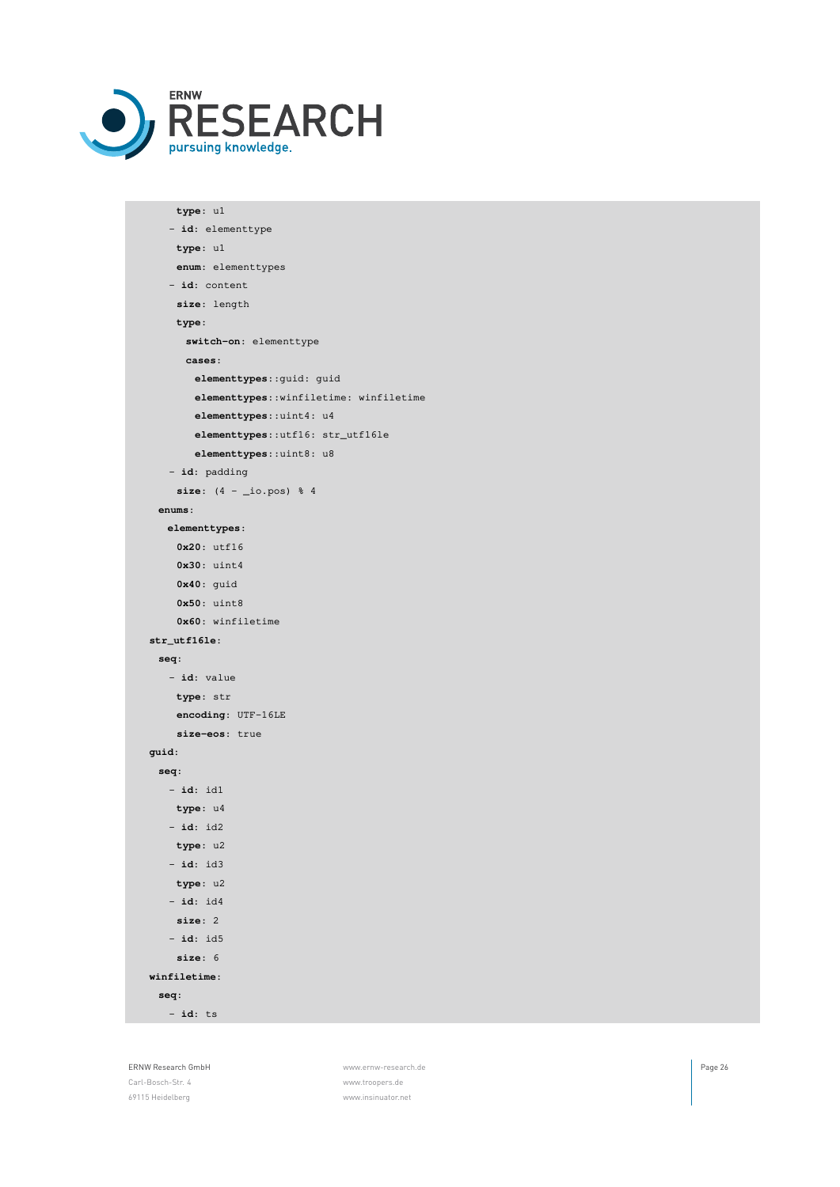```
        type: u1
      - id: elementtype
        type: u1
        enum: elementtypes
      - id: content
        size: length
        type:
          switch-on: elementtype
          cases:
            elementtypes::guid: guid
            elementtypes::winfiletime: winfiletime
            elementtypes::uint4: u4
            elementtypes::utf16: str_utf16le
            elementtypes::uint8: u8
      - id: padding
        size: (4 - _io.pos) % 4
    enums:
      elementtypes:
        0x20: utf16
        0x30: uint4
        0x40: guid
        0x50: uint8
        0x60: winfiletime
  str_utf16le:
    seq:
      - id: value
        type: str
        encoding: UTF-16LE
        size-eos: true
  guid:
    seq:
      - id: id1
        type: u4
      - id: id2
        type: u2
      - id: id3
        type: u2
      - id: id4
        size: 2
      - id: id5
        size: 6
  winfiletime:
    seq:
      - id: ts
```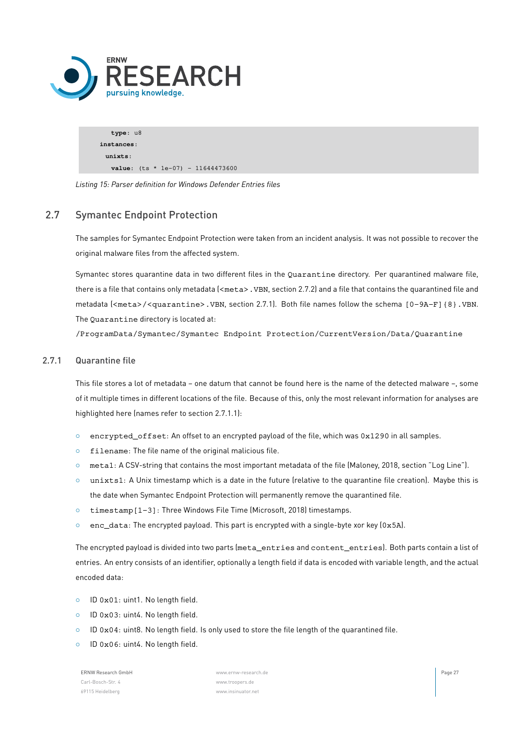```
      type: u8
    instances:
      unixts:
        value: (ts * 1e-07) - 11644473600
```

*Listing 15: Parser definition for Windows Defender Entries files*

## 2.7 Symantec Endpoint Protection

The samples for Symantec Endpoint Protection were taken from an incident analysis. It was not possible to recover the original malware files from the affected system.

Symantec stores quarantine data in two different files in the `Quarantine` directory. Per quarantined malware file, there is a file that contains only metadata (`<meta>.VBN`, section 2.7.2) and a file that contains the quarantined file and metadata (`<meta>/<quarantine>.VBN`, section 2.7.1). Both file names follow the schema `[0-9A-F]{8}.VBN`. The `Quarantine` directory is located at:

`/ProgramData/Symantec/Symantec Endpoint Protection/CurrentVersion/Data/Quarantine`

### 2.7.1 Quarantine file

This file stores a lot of metadata – one datum that cannot be found here is the name of the detected malware –, some of it multiple times in different locations of the file. Because of this, only the most relevant information for analyses are highlighted here (names refer to section 2.7.1.1):

- `encrypted_offset`: An offset to an encrypted payload of the file, which was `0x1290` in all samples.
- `filename`: The file name of the original malicious file.
- `meta1`: A CSV-string that contains the most important metadata of the file (Maloney, 2018, section "Log Line").
- `unixts1`: A Unix timestamp which is a date in the future (relative to the quarantine file creation). Maybe this is the date when Symantec Endpoint Protection will permanently remove the quarantined file.
- `timestamp[1-3]`: Three Windows File Time (Microsoft, 2018) timestamps.
- `enc_data`: The encrypted payload. This part is encrypted with a single-byte xor key (`0x5A`).

The encrypted payload is divided into two parts (`meta_entries` and `content_entries`). Both parts contain a list of entries. An entry consists of an identifier, optionally a length field if data is encoded with variable length, and the actual encoded data:

- ID `0x01`: uint1. No length field.
- ID `0x03`: uint4. No length field.
- ID `0x04`: uint8. No length field. Is only used to store the file length of the quarantined file.
- ID `0x06`: uint4. No length field.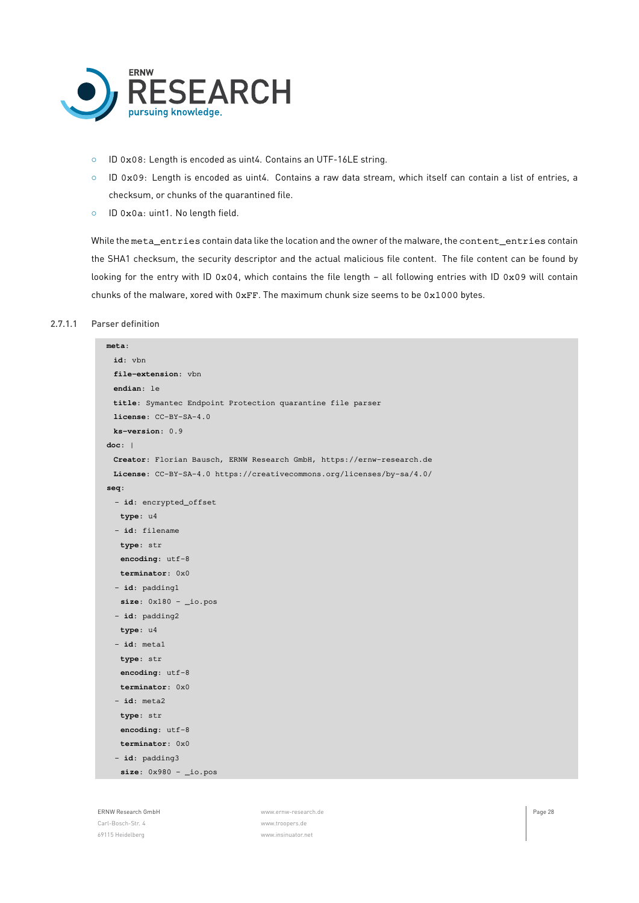- ID `0x08`: Length is encoded as uint4. Contains an UTF-16LE string.
- ID `0x09`: Length is encoded as uint4. Contains a raw data stream, which itself can contain a list of entries, a checksum, or chunks of the quarantined file.
- ID `0x0a`: uint1. No length field.

While the `meta_entries` contain data like the location and the owner of the malware, the `content_entries` contain the SHA1 checksum, the security descriptor and the actual malicious file content. The file content can be found by looking for the entry with ID `0x04`, which contains the file length – all following entries with ID `0x09` will contain chunks of the malware, xored with `0xFF`. The maximum chunk size seems to be `0x1000` bytes.

#### 2.7.1.1 Parser definition

```
meta:
  id: vbn
  file-extension: vbn
  endian: le
  title: Symantec Endpoint Protection quarantine file parser
  license: CC-BY-SA-4.0
  ks-version: 0.9
doc: |
  Creator: Florian Bausch, ERNW Research GmbH, https://ernw-research.de
  License: CC-BY-SA-4.0 https://creativecommons.org/licenses/by-sa/4.0/
seq:
  - id: encrypted_offset
    type: u4
  - id: filename
    type: str
    encoding: utf-8
    terminator: 0x0
  - id: padding1
    size: 0x180 - _io.pos
  - id: padding2
    type: u4
  - id: meta1
    type: str
    encoding: utf-8
    terminator: 0x0
  - id: meta2
    type: str
    encoding: utf-8
    terminator: 0x0
  - id: padding3
    size: 0x980 - _io.pos
```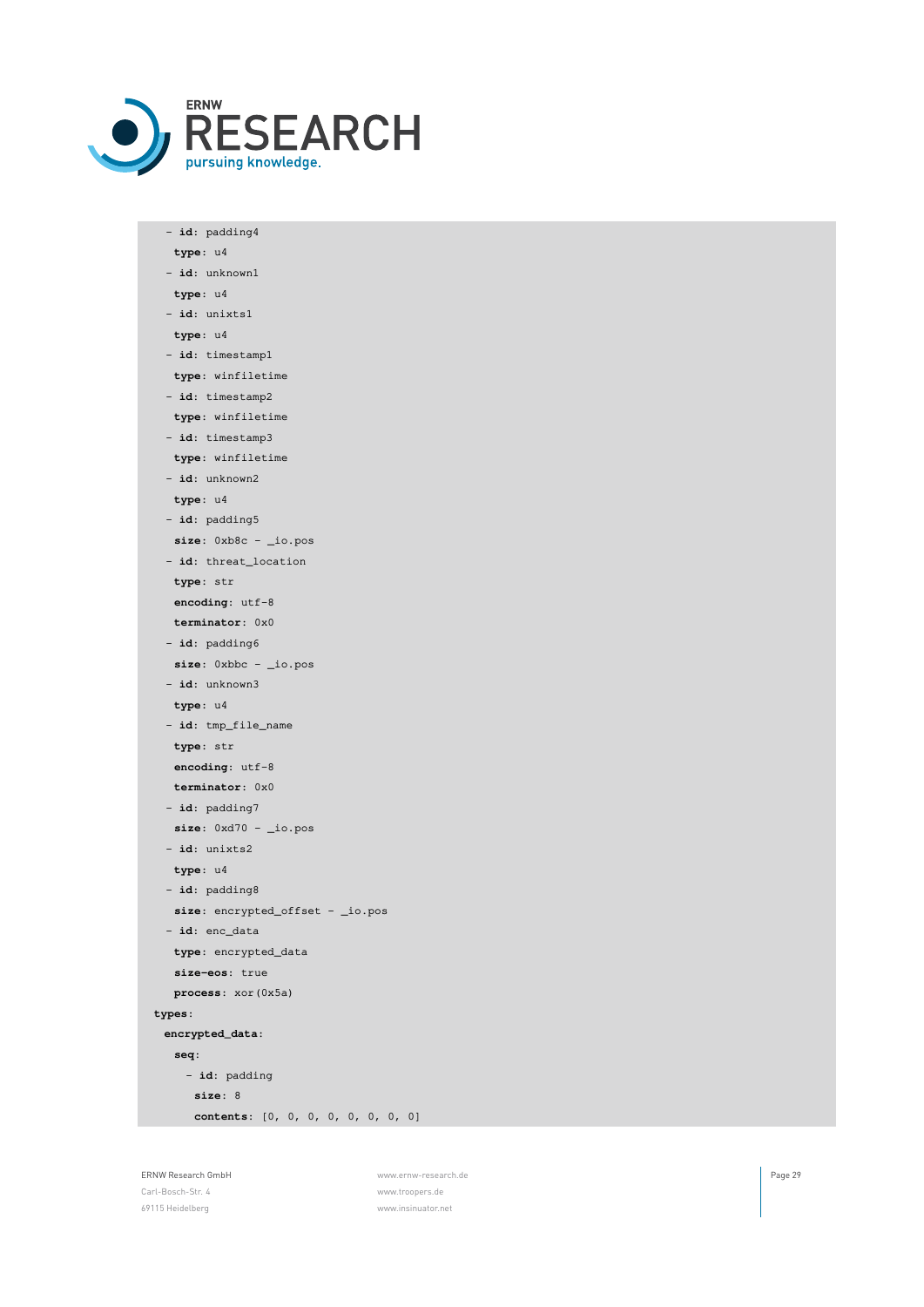```
  - id: padding4
    type: u4
  - id: unknown1
    type: u4
  - id: unixts1
    type: u4
  - id: timestamp1
    type: winfiletime
  - id: timestamp2
    type: winfiletime
  - id: timestamp3
    type: winfiletime
  - id: unknown2
    type: u4
  - id: padding5
    size: 0xb8c - _io.pos
  - id: threat_location
    type: str
    encoding: utf-8
    terminator: 0x0
  - id: padding6
    size: 0xbbc - _io.pos
  - id: unknown3
    type: u4
  - id: tmp_file_name
    type: str
    encoding: utf-8
    terminator: 0x0
  - id: padding7
    size: 0xd70 - _io.pos
  - id: unixts2
    type: u4
  - id: padding8
    size: encrypted_offset - _io.pos
  - id: enc_data
    type: encrypted_data
    size-eos: true
    process: xor(0x5a)
types:
  encrypted_data:
    seq:
      - id: padding
        size: 8
        contents: [0, 0, 0, 0, 0, 0, 0, 0]
```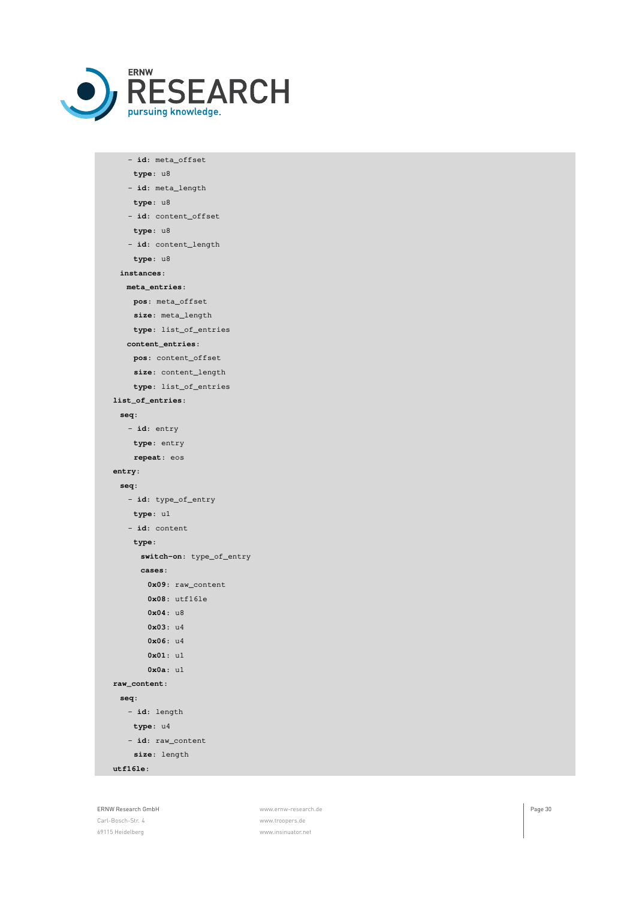```
      - id: meta_offset
        type: u8
      - id: meta_length
        type: u8
      - id: content_offset
        type: u8
      - id: content_length
        type: u8
    instances:
      meta_entries:
        pos: meta_offset
        size: meta_length
        type: list_of_entries
      content_entries:
        pos: content_offset
        size: content_length
        type: list_of_entries
  list_of_entries:
    seq:
      - id: entry
        type: entry
        repeat: eos
  entry:
    seq:
      - id: type_of_entry
        type: u1
      - id: content
        type:
          switch-on: type_of_entry
          cases:
            0x09: raw_content
            0x08: utf16le
            0x04: u8
            0x03: u4
            0x06: u4
            0x01: u1
            0x0a: u1
  raw_content:
    seq:
      - id: length
        type: u4
      - id: raw_content
        size: length
  utf16le:
```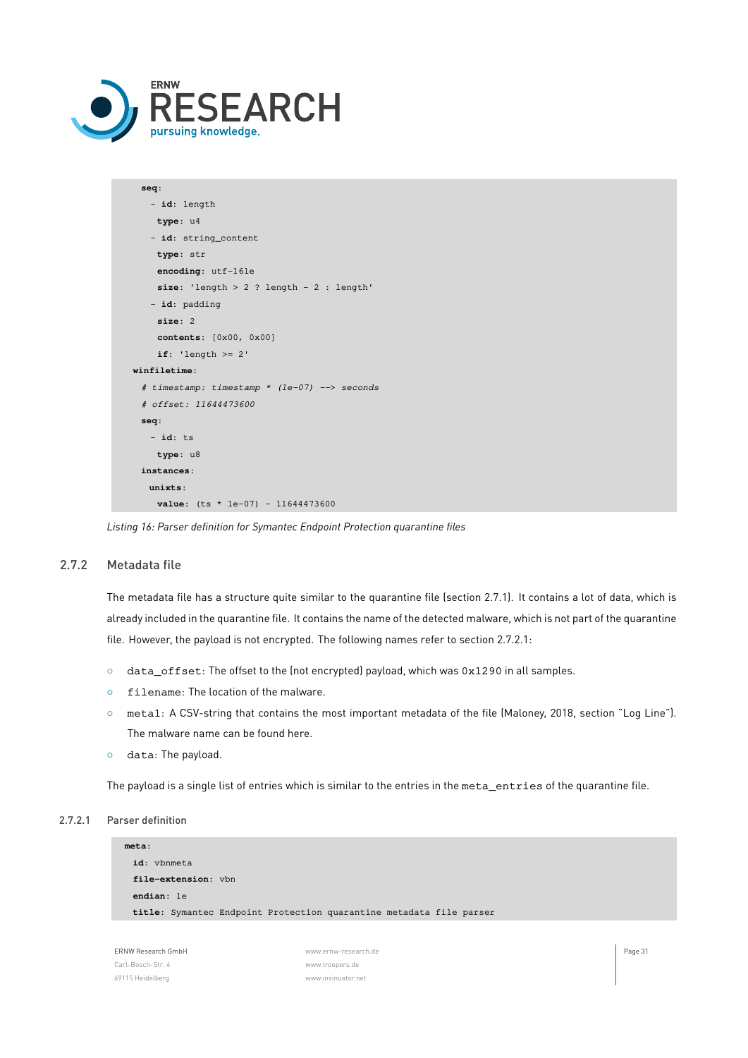```
  seq:
    - id: length
      type: u4
    - id: string_content
      type: str
      encoding: utf-16le
      size: 'length > 2 ? length - 2 : length'
    - id: padding
      size: 2
      contents: [0x00, 0x00]
      if: 'length >= 2'
winfiletime:
  # timestamp: timestamp * (1e-07) --> seconds
  # offset: 11644473600
  seq:
    - id: ts
      type: u8
  instances:
    unixts:
      value: (ts * 1e-07) - 11644473600
```

*Listing 16: Parser definition for Symantec Endpoint Protection quarantine files*

### 2.7.2 Metadata file

The metadata file has a structure quite similar to the quarantine file (section 2.7.1). It contains a lot of data, which is already included in the quarantine file. It contains the name of the detected malware, which is not part of the quarantine file. However, the payload is not encrypted. The following names refer to section 2.7.2.1:

- `data_offset`: The offset to the (not encrypted) payload, which was `0x1290` in all samples.
- `filename`: The location of the malware.
- `meta1`: A CSV-string that contains the most important metadata of the file (Maloney, 2018, section "Log Line"). The malware name can be found here.
- `data`: The payload.

The payload is a single list of entries which is similar to the entries in the `meta_entries` of the quarantine file.

#### 2.7.2.1 Parser definition

```
meta:
  id: vbnmeta
  file-extension: vbn
  endian: le
  title: Symantec Endpoint Protection quarantine metadata file parser
```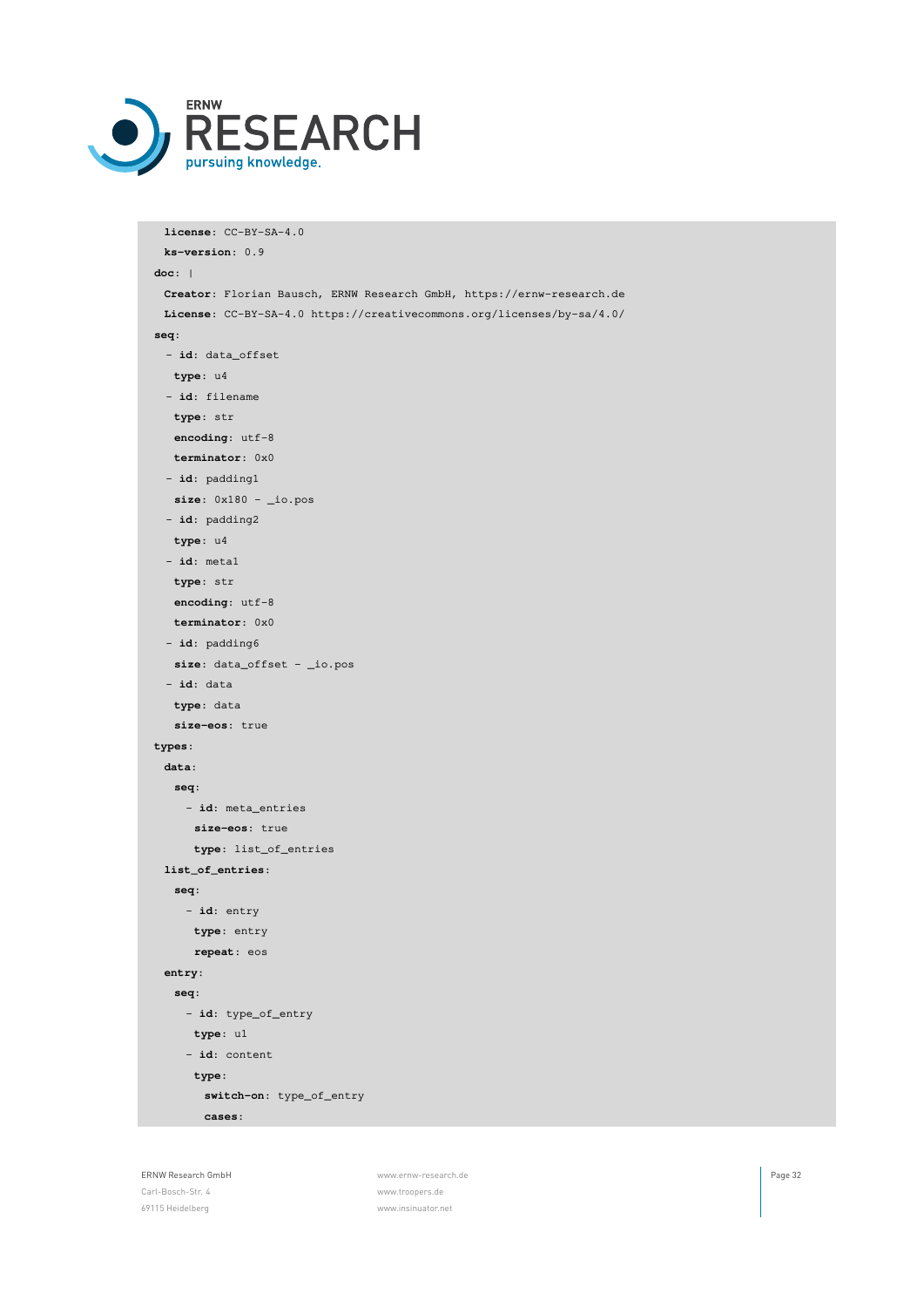```
  license: CC-BY-SA-4.0
  ks-version: 0.9
doc: |
  Creator: Florian Bausch, ERNW Research GmbH, https://ernw-research.de
  License: CC-BY-SA-4.0 https://creativecommons.org/licenses/by-sa/4.0/
seq:
  - id: data_offset
    type: u4
  - id: filename
    type: str
    encoding: utf-8
    terminator: 0x0
  - id: padding1
    size: 0x180 - _io.pos
  - id: padding2
    type: u4
  - id: meta1
    type: str
    encoding: utf-8
    terminator: 0x0
  - id: padding6
    size: data_offset - _io.pos
  - id: data
    type: data
    size-eos: true
types:
  data:
    seq:
      - id: meta_entries
        size-eos: true
        type: list_of_entries
  list_of_entries:
    seq:
      - id: entry
        type: entry
        repeat: eos
  entry:
    seq:
      - id: type_of_entry
        type: u1
      - id: content
        type:
          switch-on: type_of_entry
          cases:
```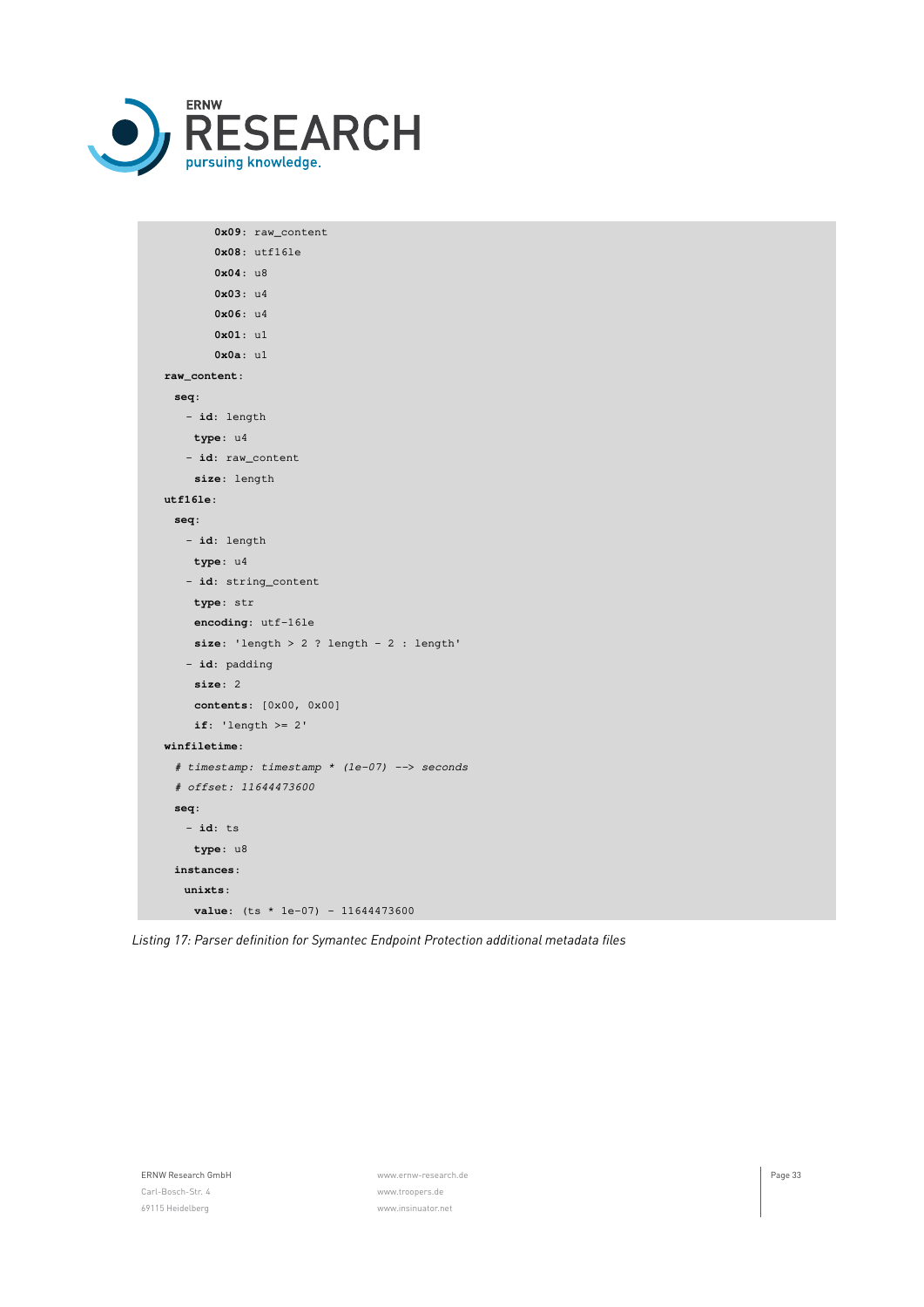```
        0x09: raw_content
        0x08: utf16le
        0x04: u8
        0x03: u4
        0x06: u4
        0x01: u1
        0x0a: u1
  raw_content:
    seq:
      - id: length
        type: u4
      - id: raw_content
        size: length
  utf16le:
    seq:
      - id: length
        type: u4
      - id: string_content
        type: str
        encoding: utf-16le
        size: 'length > 2 ? length - 2 : length'
      - id: padding
        size: 2
        contents: [0x00, 0x00]
        if: 'length >= 2'
  winfiletime:
    # timestamp: timestamp * (1e-07) --> seconds
    # offset: 11644473600
    seq:
      - id: ts
        type: u8
    instances:
      unixts:
        value: (ts * 1e-07) - 11644473600
```

*Listing 17: Parser definition for Symantec Endpoint Protection additional metadata files*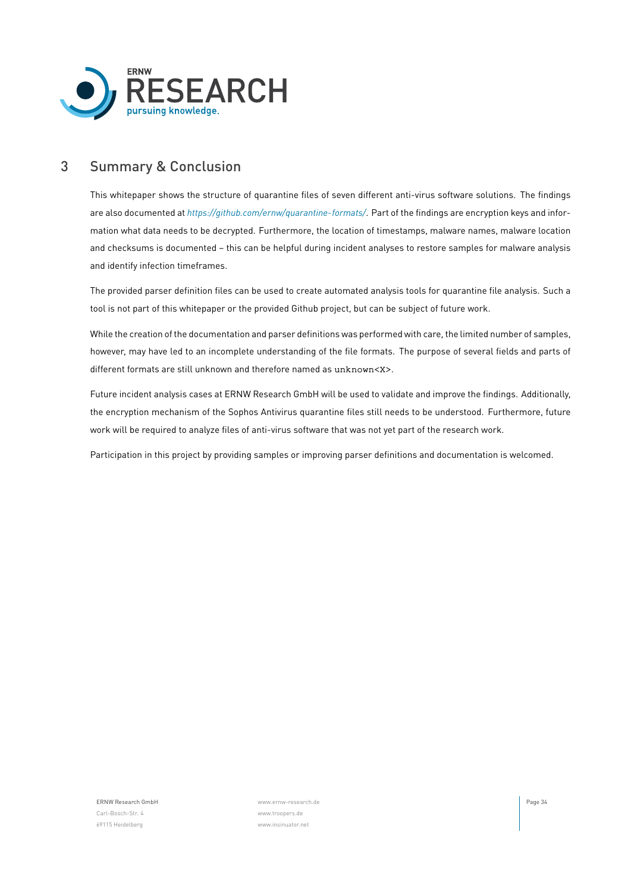# 3 Summary & Conclusion

This whitepaper shows the structure of quarantine files of seven different anti-virus software solutions. The findings are also documented at *https://github.com/ernw/quarantine-formats/*. Part of the findings are encryption keys and information what data needs to be decrypted. Furthermore, the location of timestamps, malware names, malware location and checksums is documented – this can be helpful during incident analyses to restore samples for malware analysis and identify infection timeframes.

The provided parser definition files can be used to create automated analysis tools for quarantine file analysis. Such a tool is not part of this whitepaper or the provided Github project, but can be subject of future work.

While the creation of the documentation and parser definitions was performed with care, the limited number of samples, however, may have led to an incomplete understanding of the file formats. The purpose of several fields and parts of different formats are still unknown and therefore named as `unknown<X>`.

Future incident analysis cases at ERNW Research GmbH will be used to validate and improve the findings. Additionally, the encryption mechanism of the Sophos Antivirus quarantine files still needs to be understood. Furthermore, future work will be required to analyze files of anti-virus software that was not yet part of the research work.

Participation in this project by providing samples or improving parser definitions and documentation is welcomed.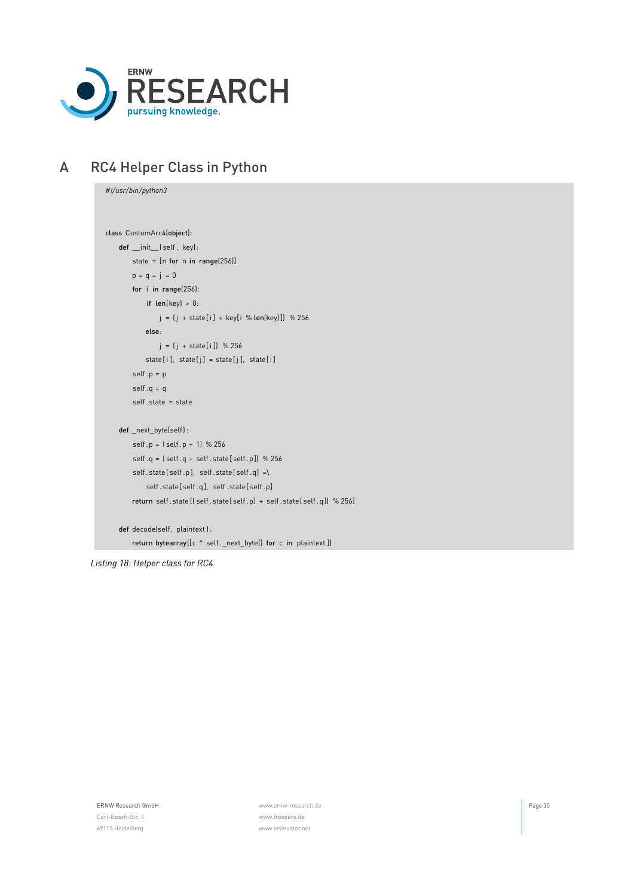# A RC4 Helper Class in Python

```
#!/usr/bin/python3


class CustomArc4(object):
    def __init__(self, key):
        state = [n for n in range(256)]
        p = q = j = 0
        for i in range(256):
            if len(key) > 0:
                j = (j + state[i] + key[i % len(key)]) % 256
            else:
                j = (j + state[i]) % 256
            state[i], state[j] = state[j], state[i]
        self.p = p
        self.q = q
        self.state = state

    def _next_byte(self):
        self.p = (self.p + 1) % 256
        self.q = (self.q + self.state[self.p]) % 256
        self.state[self.p], self.state[self.q] =\
            self.state[self.q], self.state[self.p]
        return self.state[(self.state[self.p] + self.state[self.q]) % 256]

    def decode(self, plaintext):
        return bytearray([c ^ self._next_byte() for c in plaintext])
```

*Listing 18: Helper class for RC4*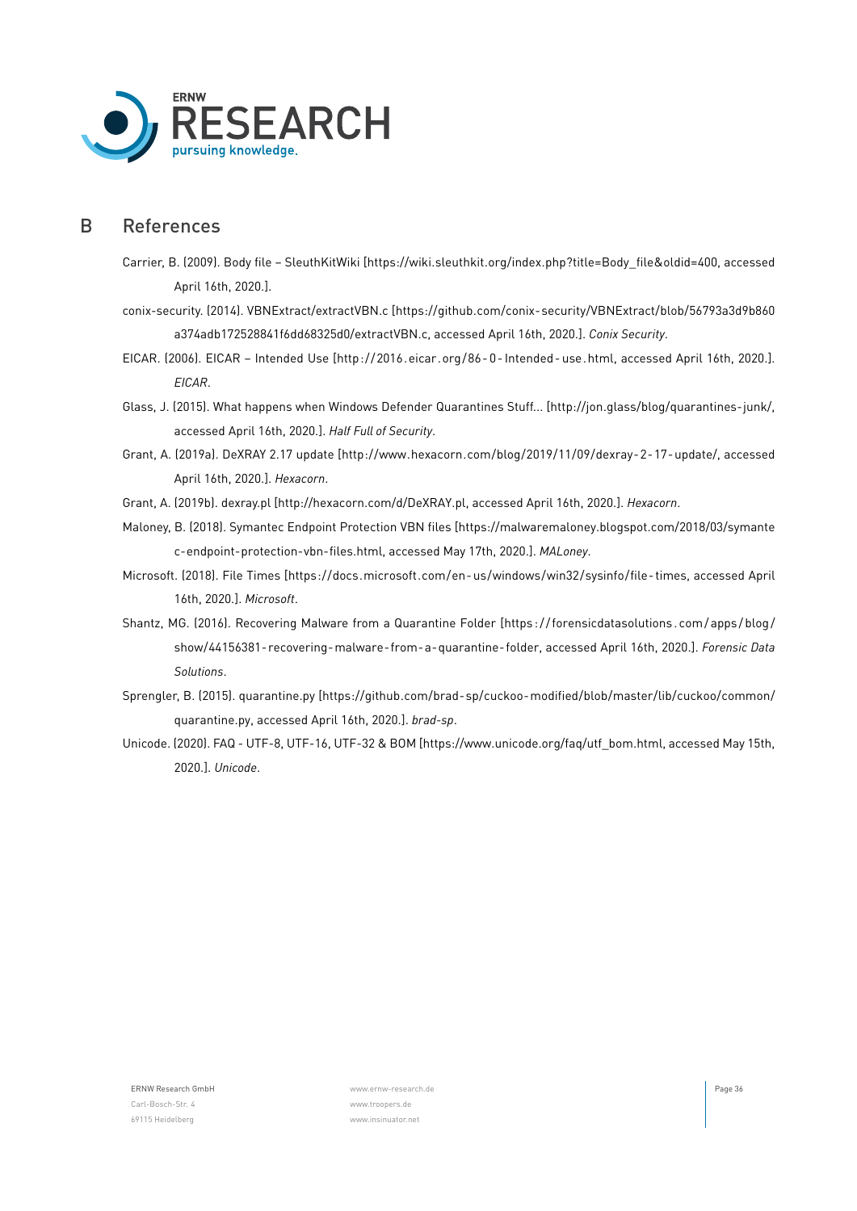# B References

Carrier, B. (2009). Body file – SleuthKitWiki [https://wiki.sleuthkit.org/index.php?title=Body_file&oldid=400, accessed April 16th, 2020.].

conix-security. (2014). VBNExtract/extractVBN.c [https://github.com/conix-security/VBNExtract/blob/56793a3d9b860a374adb172528841f6dd68325d0/extractVBN.c, accessed April 16th, 2020.]. *Conix Security*.

EICAR. (2006). EICAR – Intended Use [http://2016.eicar.org/86-0-Intended-use.html, accessed April 16th, 2020.]. *EICAR*.

Glass, J. (2015). What happens when Windows Defender Quarantines Stuff... [http://jon.glass/blog/quarantines-junk/, accessed April 16th, 2020.]. *Half Full of Security*.

Grant, A. (2019a). DeXRAY 2.17 update [http://www.hexacorn.com/blog/2019/11/09/dexray-2-17-update/, accessed April 16th, 2020.]. *Hexacorn*.

Grant, A. (2019b). dexray.pl [http://hexacorn.com/d/DeXRAY.pl, accessed April 16th, 2020.]. *Hexacorn*.

Maloney, B. (2018). Symantec Endpoint Protection VBN files [https://malwaremaloney.blogspot.com/2018/03/symantec-endpoint-protection-vbn-files.html, accessed May 17th, 2020.]. *MALoney*.

Microsoft. (2018). File Times [https://docs.microsoft.com/en-us/windows/win32/sysinfo/file-times, accessed April 16th, 2020.]. *Microsoft*.

Shantz, MG. (2016). Recovering Malware from a Quarantine Folder [https://forensicdatasolutions.com/apps/blog/show/44156381-recovering-malware-from-a-quarantine-folder, accessed April 16th, 2020.]. *Forensic Data Solutions*.

Sprengler, B. (2015). quarantine.py [https://github.com/brad-sp/cuckoo-modified/blob/master/lib/cuckoo/common/quarantine.py, accessed April 16th, 2020.]. *brad-sp*.

Unicode. (2020). FAQ - UTF-8, UTF-16, UTF-32 & BOM [https://www.unicode.org/faq/utf_bom.html, accessed May 15th, 2020.]. *Unicode*.